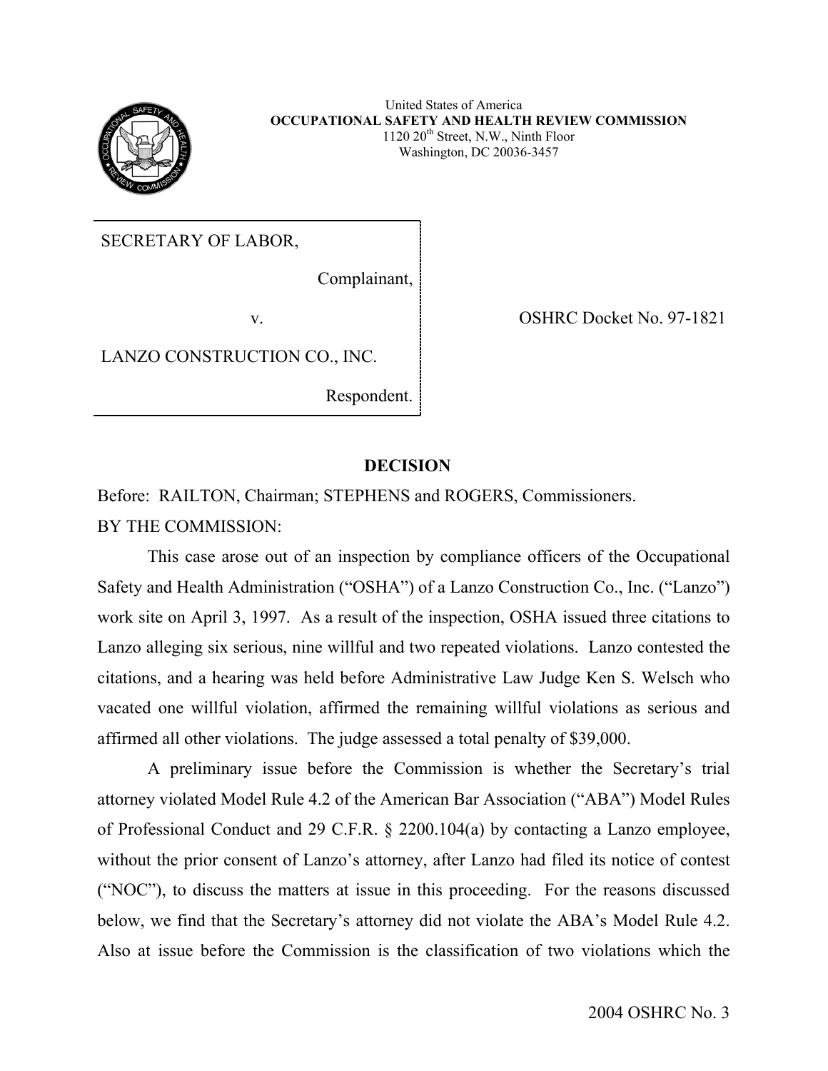United States of America
**OCCUPATIONAL SAFETY AND HEALTH REVIEW COMMISSION**
1120 20th Street, N.W., Ninth Floor
Washington, DC 20036-3457

| | |
|---|---|
| SECRETARY OF LABOR,<br><br>Complainant,<br><br>v.<br><br>LANZO CONSTRUCTION CO., INC.<br><br>Respondent. | OSHRC Docket No. 97-1821 |

## DECISION

Before: RAILTON, Chairman; STEPHENS and ROGERS, Commissioners.

BY THE COMMISSION:

This case arose out of an inspection by compliance officers of the Occupational Safety and Health Administration ("OSHA") of a Lanzo Construction Co., Inc. ("Lanzo") work site on April 3, 1997. As a result of the inspection, OSHA issued three citations to Lanzo alleging six serious, nine willful and two repeated violations. Lanzo contested the citations, and a hearing was held before Administrative Law Judge Ken S. Welsch who vacated one willful violation, affirmed the remaining willful violations as serious and affirmed all other violations. The judge assessed a total penalty of $39,000.

A preliminary issue before the Commission is whether the Secretary's trial attorney violated Model Rule 4.2 of the American Bar Association ("ABA") Model Rules of Professional Conduct and 29 C.F.R. § 2200.104(a) by contacting a Lanzo employee, without the prior consent of Lanzo's attorney, after Lanzo had filed its notice of contest ("NOC"), to discuss the matters at issue in this proceeding. For the reasons discussed below, we find that the Secretary's attorney did not violate the ABA's Model Rule 4.2. Also at issue before the Commission is the classification of two violations which the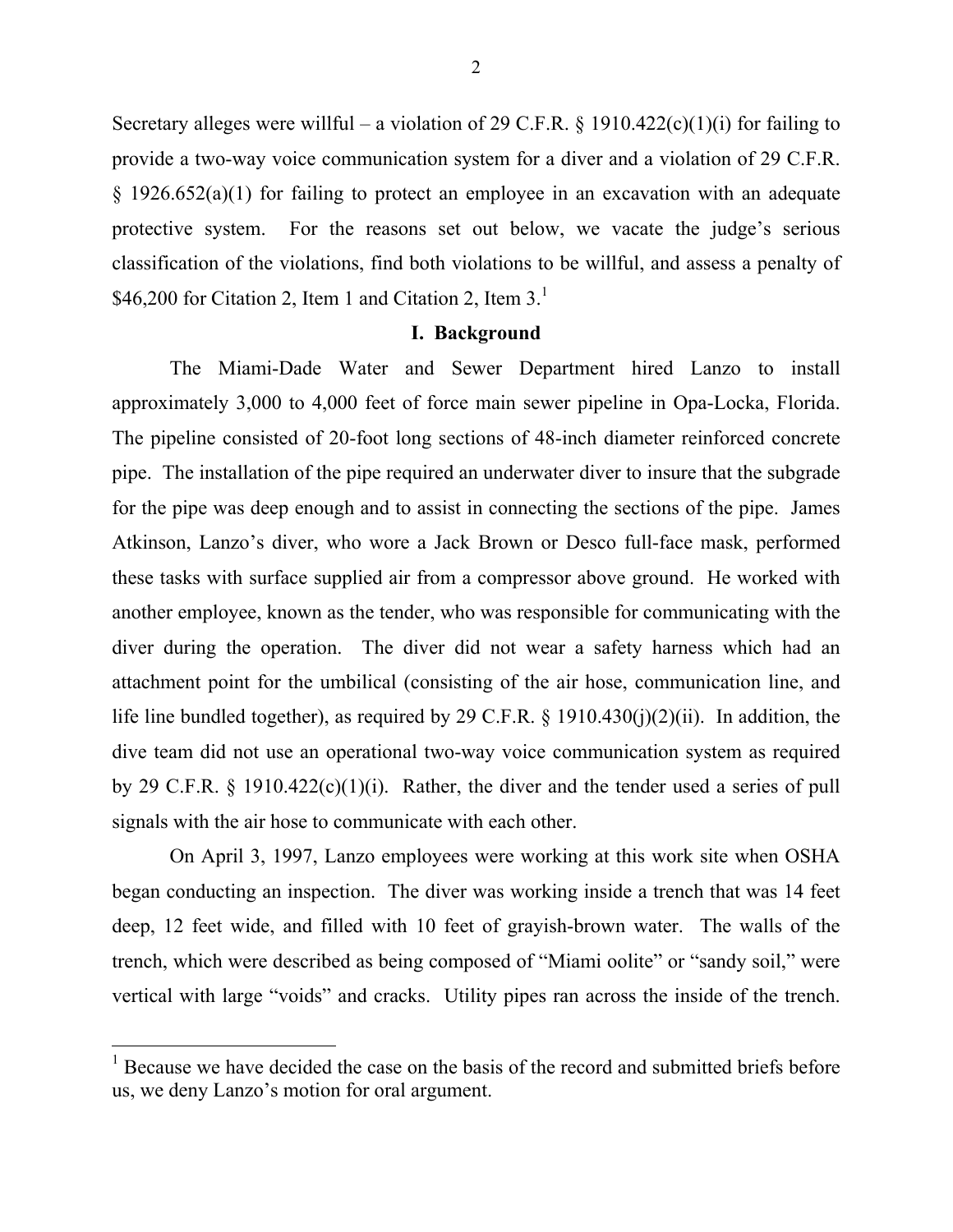Secretary alleges were willful – a violation of 29 C.F.R. § 1910.422(c)(1)(i) for failing to provide a two-way voice communication system for a diver and a violation of 29 C.F.R. § 1926.652(a)(1) for failing to protect an employee in an excavation with an adequate protective system. For the reasons set out below, we vacate the judge's serious classification of the violations, find both violations to be willful, and assess a penalty of $46,200 for Citation 2, Item 1 and Citation 2, Item 3.[1]

## I. Background

The Miami-Dade Water and Sewer Department hired Lanzo to install approximately 3,000 to 4,000 feet of force main sewer pipeline in Opa-Locka, Florida. The pipeline consisted of 20-foot long sections of 48-inch diameter reinforced concrete pipe. The installation of the pipe required an underwater diver to insure that the subgrade for the pipe was deep enough and to assist in connecting the sections of the pipe. James Atkinson, Lanzo's diver, who wore a Jack Brown or Desco full-face mask, performed these tasks with surface supplied air from a compressor above ground. He worked with another employee, known as the tender, who was responsible for communicating with the diver during the operation. The diver did not wear a safety harness which had an attachment point for the umbilical (consisting of the air hose, communication line, and life line bundled together), as required by 29 C.F.R. § 1910.430(j)(2)(ii). In addition, the dive team did not use an operational two-way voice communication system as required by 29 C.F.R. § 1910.422(c)(1)(i). Rather, the diver and the tender used a series of pull signals with the air hose to communicate with each other.

On April 3, 1997, Lanzo employees were working at this work site when OSHA began conducting an inspection. The diver was working inside a trench that was 14 feet deep, 12 feet wide, and filled with 10 feet of grayish-brown water. The walls of the trench, which were described as being composed of "Miami oolite" or "sandy soil," were vertical with large "voids" and cracks. Utility pipes ran across the inside of the trench.

[1] Because we have decided the case on the basis of the record and submitted briefs before us, we deny Lanzo's motion for oral argument.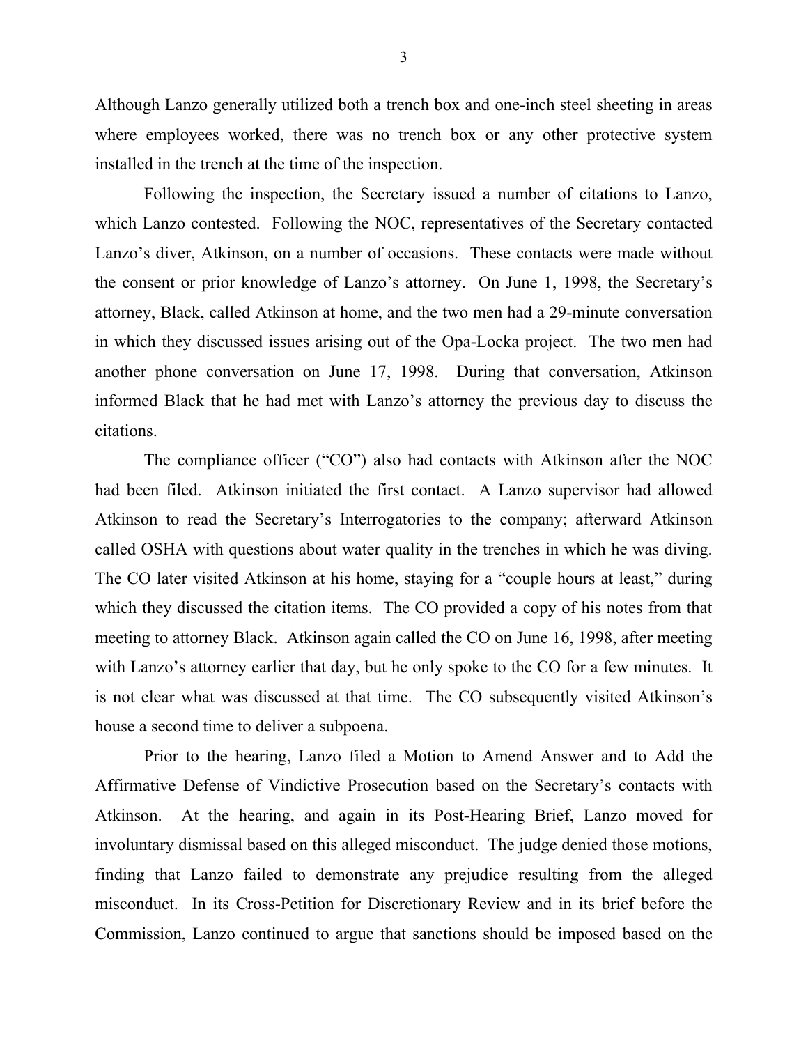Although Lanzo generally utilized both a trench box and one-inch steel sheeting in areas where employees worked, there was no trench box or any other protective system installed in the trench at the time of the inspection.

Following the inspection, the Secretary issued a number of citations to Lanzo, which Lanzo contested. Following the NOC, representatives of the Secretary contacted Lanzo's diver, Atkinson, on a number of occasions. These contacts were made without the consent or prior knowledge of Lanzo's attorney. On June 1, 1998, the Secretary's attorney, Black, called Atkinson at home, and the two men had a 29-minute conversation in which they discussed issues arising out of the Opa-Locka project. The two men had another phone conversation on June 17, 1998. During that conversation, Atkinson informed Black that he had met with Lanzo's attorney the previous day to discuss the citations.

The compliance officer ("CO") also had contacts with Atkinson after the NOC had been filed. Atkinson initiated the first contact. A Lanzo supervisor had allowed Atkinson to read the Secretary's Interrogatories to the company; afterward Atkinson called OSHA with questions about water quality in the trenches in which he was diving. The CO later visited Atkinson at his home, staying for a "couple hours at least," during which they discussed the citation items. The CO provided a copy of his notes from that meeting to attorney Black. Atkinson again called the CO on June 16, 1998, after meeting with Lanzo's attorney earlier that day, but he only spoke to the CO for a few minutes. It is not clear what was discussed at that time. The CO subsequently visited Atkinson's house a second time to deliver a subpoena.

Prior to the hearing, Lanzo filed a Motion to Amend Answer and to Add the Affirmative Defense of Vindictive Prosecution based on the Secretary's contacts with Atkinson. At the hearing, and again in its Post-Hearing Brief, Lanzo moved for involuntary dismissal based on this alleged misconduct. The judge denied those motions, finding that Lanzo failed to demonstrate any prejudice resulting from the alleged misconduct. In its Cross-Petition for Discretionary Review and in its brief before the Commission, Lanzo continued to argue that sanctions should be imposed based on the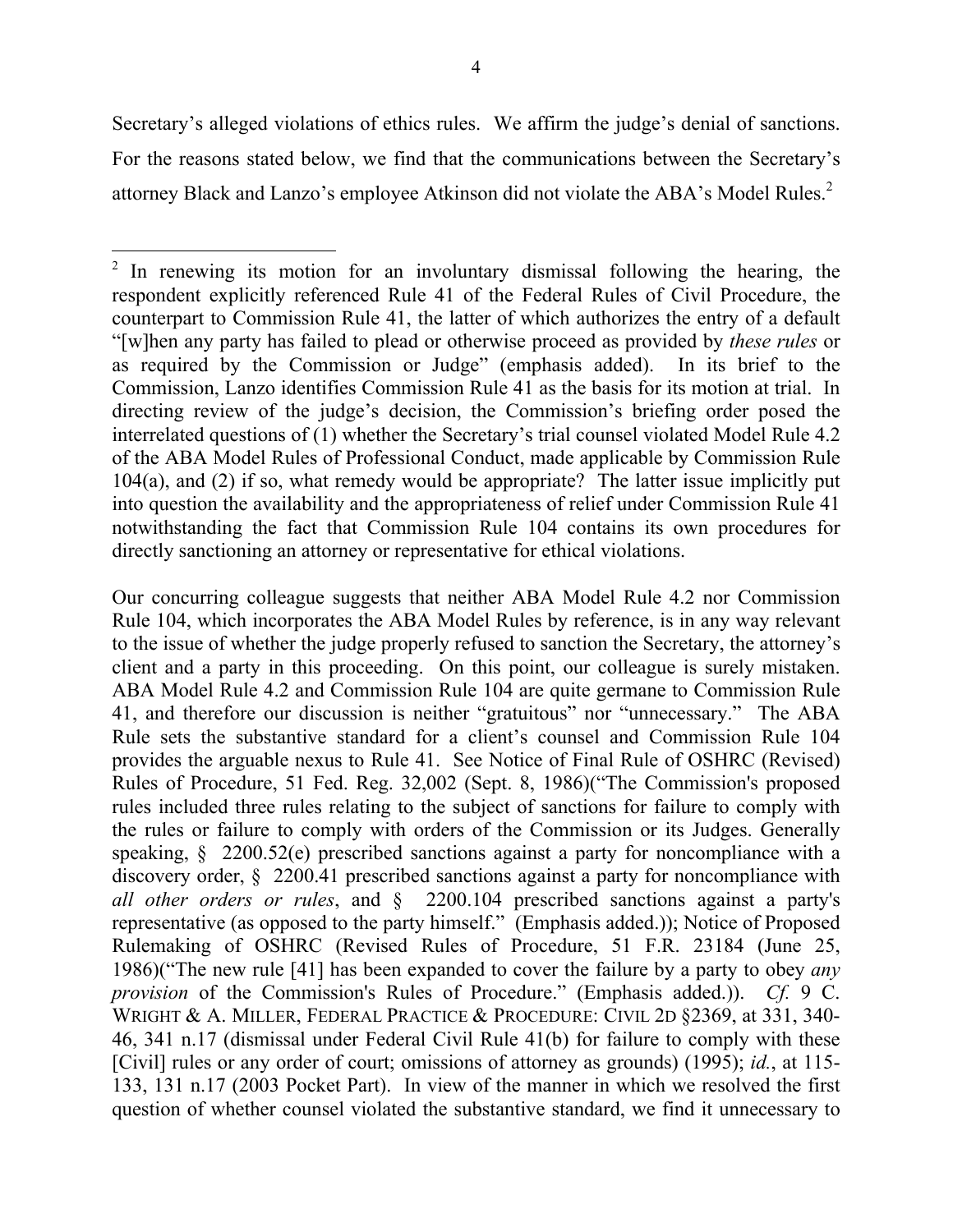Secretary's alleged violations of ethics rules. We affirm the judge's denial of sanctions. For the reasons stated below, we find that the communications between the Secretary's attorney Black and Lanzo's employee Atkinson did not violate the ABA's Model Rules.[2]

---

[2] In renewing its motion for an involuntary dismissal following the hearing, the respondent explicitly referenced Rule 41 of the Federal Rules of Civil Procedure, the counterpart to Commission Rule 41, the latter of which authorizes the entry of a default "[w]hen any party has failed to plead or otherwise proceed as provided by *these rules* or as required by the Commission or Judge" (emphasis added). In its brief to the Commission, Lanzo identifies Commission Rule 41 as the basis for its motion at trial. In directing review of the judge's decision, the Commission's briefing order posed the interrelated questions of (1) whether the Secretary's trial counsel violated Model Rule 4.2 of the ABA Model Rules of Professional Conduct, made applicable by Commission Rule 104(a), and (2) if so, what remedy would be appropriate? The latter issue implicitly put into question the availability and the appropriateness of relief under Commission Rule 41 notwithstanding the fact that Commission Rule 104 contains its own procedures for directly sanctioning an attorney or representative for ethical violations.

Our concurring colleague suggests that neither ABA Model Rule 4.2 nor Commission Rule 104, which incorporates the ABA Model Rules by reference, is in any way relevant to the issue of whether the judge properly refused to sanction the Secretary, the attorney's client and a party in this proceeding. On this point, our colleague is surely mistaken. ABA Model Rule 4.2 and Commission Rule 104 are quite germane to Commission Rule 41, and therefore our discussion is neither "gratuitous" nor "unnecessary." The ABA Rule sets the substantive standard for a client's counsel and Commission Rule 104 provides the arguable nexus to Rule 41. See Notice of Final Rule of OSHRC (Revised) Rules of Procedure, 51 Fed. Reg. 32,002 (Sept. 8, 1986)("The Commission's proposed rules included three rules relating to the subject of sanctions for failure to comply with the rules or failure to comply with orders of the Commission or its Judges. Generally speaking, § 2200.52(e) prescribed sanctions against a party for noncompliance with a discovery order, § 2200.41 prescribed sanctions against a party for noncompliance with *all other orders or rules*, and § 2200.104 prescribed sanctions against a party's representative (as opposed to the party himself." (Emphasis added.)); Notice of Proposed Rulemaking of OSHRC (Revised Rules of Procedure, 51 F.R. 23184 (June 25, 1986)("The new rule [41] has been expanded to cover the failure by a party to obey *any provision* of the Commission's Rules of Procedure." (Emphasis added.)). *Cf.* 9 C. WRIGHT & A. MILLER, FEDERAL PRACTICE & PROCEDURE: CIVIL 2D §2369, at 331, 340-46, 341 n.17 (dismissal under Federal Civil Rule 41(b) for failure to comply with these [Civil] rules or any order of court; omissions of attorney as grounds) (1995); *id.*, at 115-133, 131 n.17 (2003 Pocket Part). In view of the manner in which we resolved the first question of whether counsel violated the substantive standard, we find it unnecessary to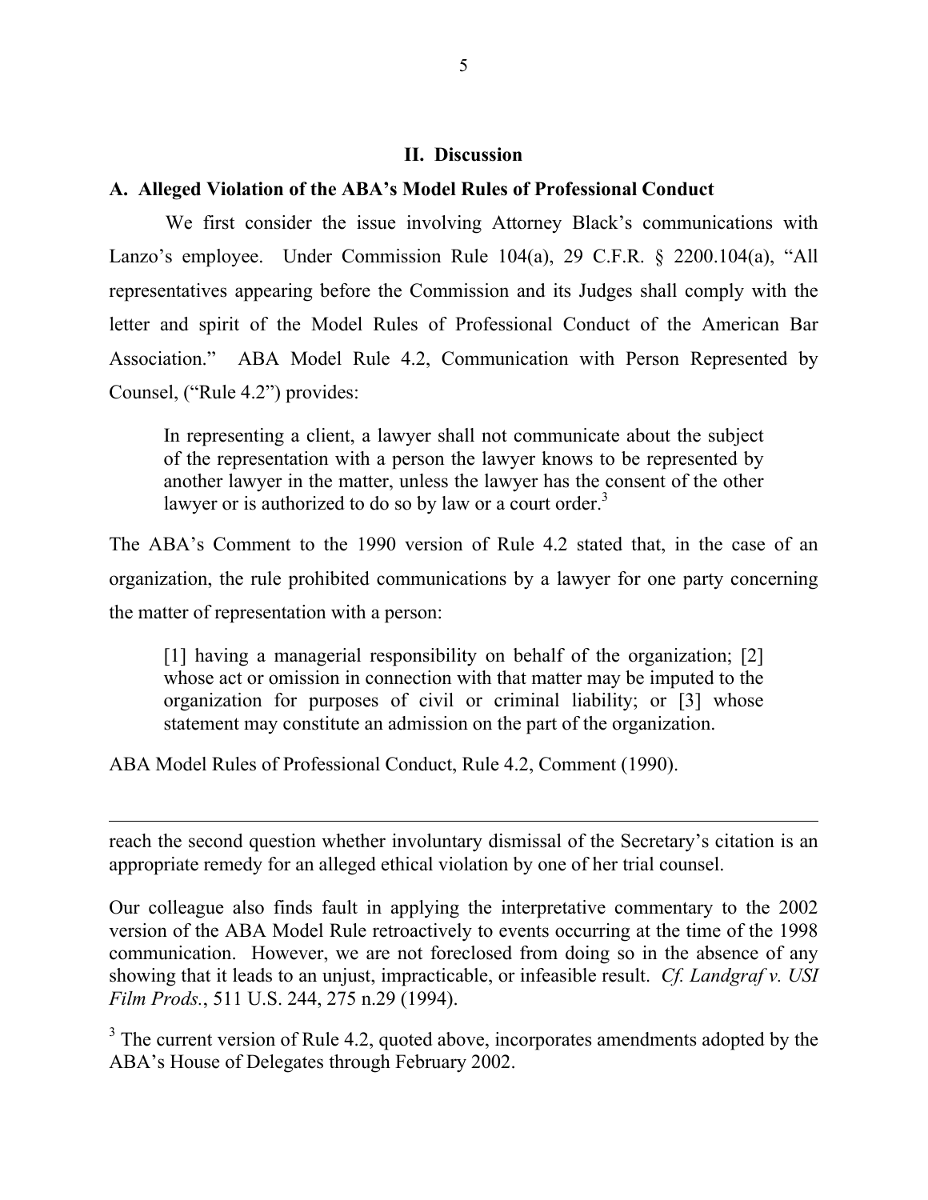## II. Discussion

### A. Alleged Violation of the ABA's Model Rules of Professional Conduct

We first consider the issue involving Attorney Black's communications with Lanzo's employee. Under Commission Rule 104(a), 29 C.F.R. § 2200.104(a), "All representatives appearing before the Commission and its Judges shall comply with the letter and spirit of the Model Rules of Professional Conduct of the American Bar Association." ABA Model Rule 4.2, Communication with Person Represented by Counsel, ("Rule 4.2") provides:

> In representing a client, a lawyer shall not communicate about the subject of the representation with a person the lawyer knows to be represented by another lawyer in the matter, unless the lawyer has the consent of the other lawyer or is authorized to do so by law or a court order.[3]

The ABA's Comment to the 1990 version of Rule 4.2 stated that, in the case of an organization, the rule prohibited communications by a lawyer for one party concerning the matter of representation with a person:

> [1] having a managerial responsibility on behalf of the organization; [2] whose act or omission in connection with that matter may be imputed to the organization for purposes of civil or criminal liability; or [3] whose statement may constitute an admission on the part of the organization.

ABA Model Rules of Professional Conduct, Rule 4.2, Comment (1990).

---

reach the second question whether involuntary dismissal of the Secretary's citation is an appropriate remedy for an alleged ethical violation by one of her trial counsel.

Our colleague also finds fault in applying the interpretative commentary to the 2002 version of the ABA Model Rule retroactively to events occurring at the time of the 1998 communication. However, we are not foreclosed from doing so in the absence of any showing that it leads to an unjust, impracticable, or infeasible result. *Cf. Landgraf v. USI Film Prods.*, 511 U.S. 244, 275 n.29 (1994).

[3] The current version of Rule 4.2, quoted above, incorporates amendments adopted by the ABA's House of Delegates through February 2002.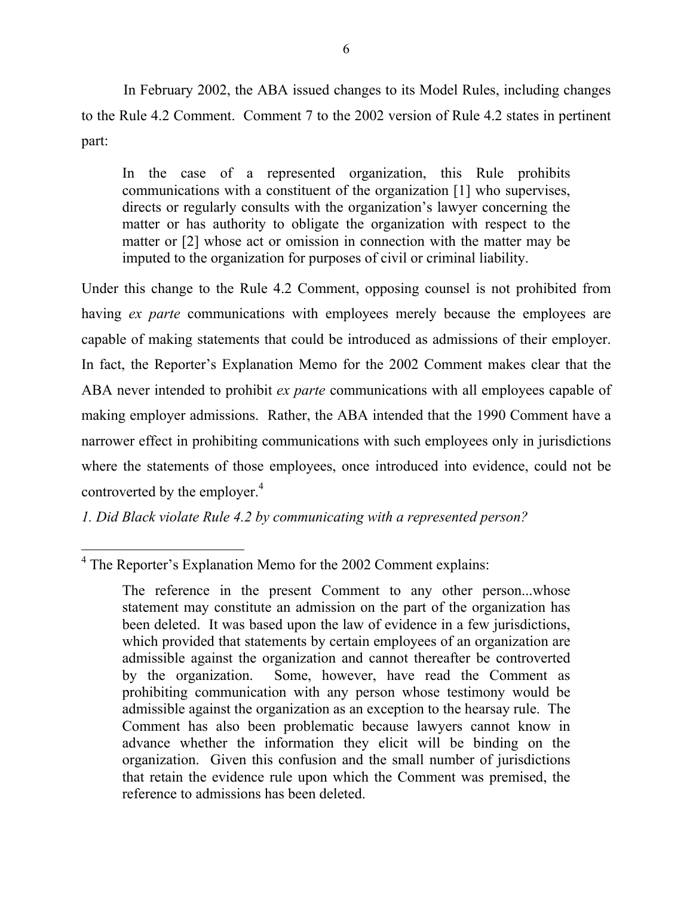In February 2002, the ABA issued changes to its Model Rules, including changes to the Rule 4.2 Comment. Comment 7 to the 2002 version of Rule 4.2 states in pertinent part:

> In the case of a represented organization, this Rule prohibits communications with a constituent of the organization [1] who supervises, directs or regularly consults with the organization's lawyer concerning the matter or has authority to obligate the organization with respect to the matter or [2] whose act or omission in connection with the matter may be imputed to the organization for purposes of civil or criminal liability.

Under this change to the Rule 4.2 Comment, opposing counsel is not prohibited from having *ex parte* communications with employees merely because the employees are capable of making statements that could be introduced as admissions of their employer. In fact, the Reporter's Explanation Memo for the 2002 Comment makes clear that the ABA never intended to prohibit *ex parte* communications with all employees capable of making employer admissions. Rather, the ABA intended that the 1990 Comment have a narrower effect in prohibiting communications with such employees only in jurisdictions where the statements of those employees, once introduced into evidence, could not be controverted by the employer.[4]

*1. Did Black violate Rule 4.2 by communicating with a represented person?*

---

[4] The Reporter's Explanation Memo for the 2002 Comment explains:

> The reference in the present Comment to any other person...whose statement may constitute an admission on the part of the organization has been deleted. It was based upon the law of evidence in a few jurisdictions, which provided that statements by certain employees of an organization are admissible against the organization and cannot thereafter be controverted by the organization. Some, however, have read the Comment as prohibiting communication with any person whose testimony would be admissible against the organization as an exception to the hearsay rule. The Comment has also been problematic because lawyers cannot know in advance whether the information they elicit will be binding on the organization. Given this confusion and the small number of jurisdictions that retain the evidence rule upon which the Comment was premised, the reference to admissions has been deleted.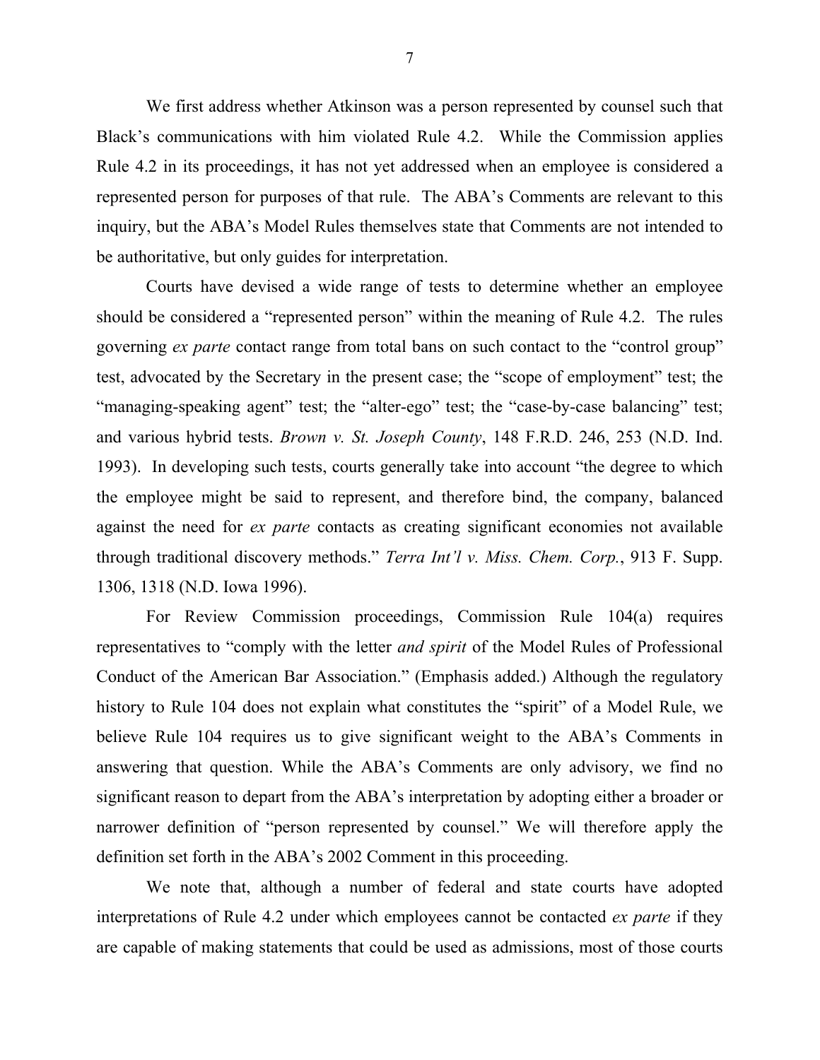We first address whether Atkinson was a person represented by counsel such that Black's communications with him violated Rule 4.2. While the Commission applies Rule 4.2 in its proceedings, it has not yet addressed when an employee is considered a represented person for purposes of that rule. The ABA's Comments are relevant to this inquiry, but the ABA's Model Rules themselves state that Comments are not intended to be authoritative, but only guides for interpretation.

Courts have devised a wide range of tests to determine whether an employee should be considered a "represented person" within the meaning of Rule 4.2. The rules governing *ex parte* contact range from total bans on such contact to the "control group" test, advocated by the Secretary in the present case; the "scope of employment" test; the "managing-speaking agent" test; the "alter-ego" test; the "case-by-case balancing" test; and various hybrid tests. *Brown v. St. Joseph County*, 148 F.R.D. 246, 253 (N.D. Ind. 1993). In developing such tests, courts generally take into account "the degree to which the employee might be said to represent, and therefore bind, the company, balanced against the need for *ex parte* contacts as creating significant economies not available through traditional discovery methods." *Terra Int'l v. Miss. Chem. Corp.*, 913 F. Supp. 1306, 1318 (N.D. Iowa 1996).

For Review Commission proceedings, Commission Rule 104(a) requires representatives to "comply with the letter *and spirit* of the Model Rules of Professional Conduct of the American Bar Association." (Emphasis added.) Although the regulatory history to Rule 104 does not explain what constitutes the "spirit" of a Model Rule, we believe Rule 104 requires us to give significant weight to the ABA's Comments in answering that question. While the ABA's Comments are only advisory, we find no significant reason to depart from the ABA's interpretation by adopting either a broader or narrower definition of "person represented by counsel." We will therefore apply the definition set forth in the ABA's 2002 Comment in this proceeding.

We note that, although a number of federal and state courts have adopted interpretations of Rule 4.2 under which employees cannot be contacted *ex parte* if they are capable of making statements that could be used as admissions, most of those courts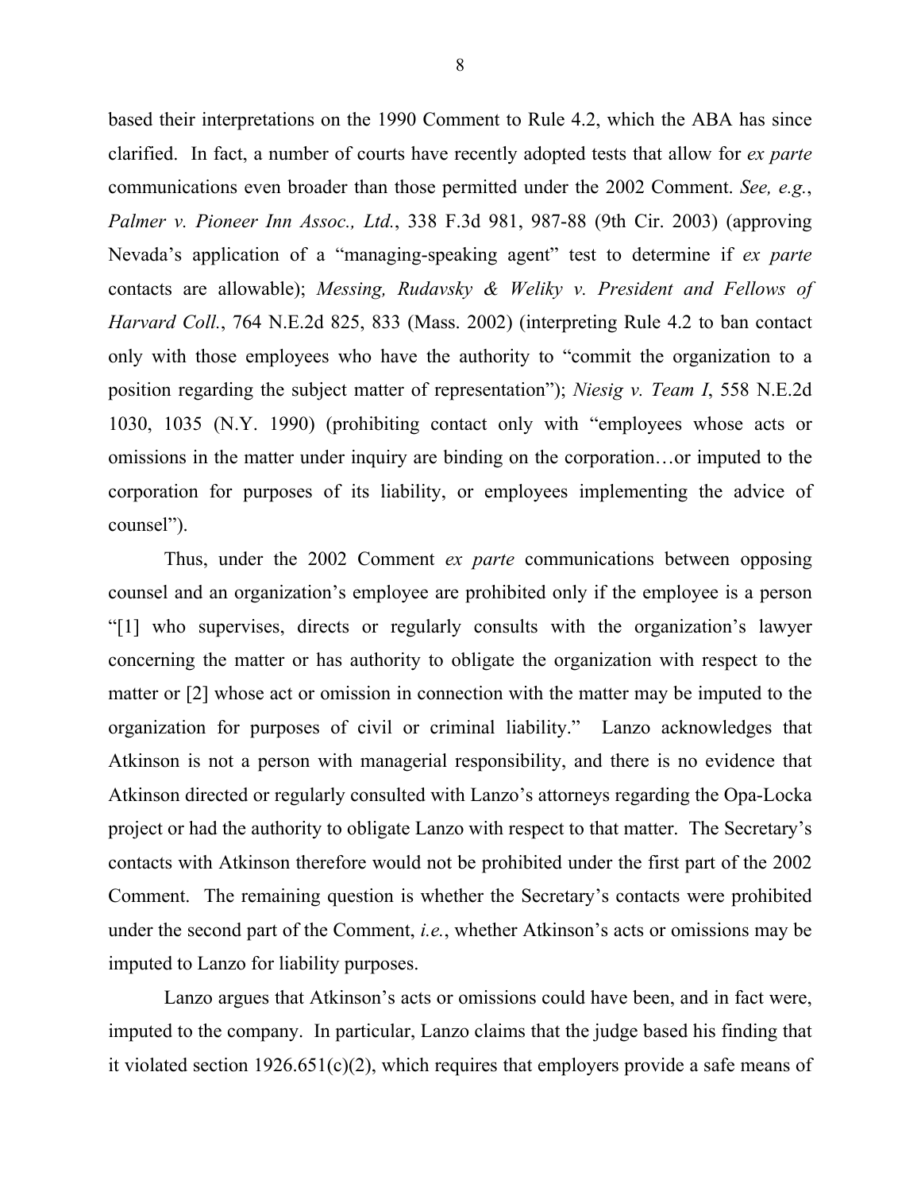based their interpretations on the 1990 Comment to Rule 4.2, which the ABA has since clarified. In fact, a number of courts have recently adopted tests that allow for *ex parte* communications even broader than those permitted under the 2002 Comment. *See, e.g.*, *Palmer v. Pioneer Inn Assoc., Ltd.*, 338 F.3d 981, 987-88 (9th Cir. 2003) (approving Nevada's application of a "managing-speaking agent" test to determine if *ex parte* contacts are allowable); *Messing, Rudavsky & Weliky v. President and Fellows of Harvard Coll.*, 764 N.E.2d 825, 833 (Mass. 2002) (interpreting Rule 4.2 to ban contact only with those employees who have the authority to "commit the organization to a position regarding the subject matter of representation"); *Niesig v. Team I*, 558 N.E.2d 1030, 1035 (N.Y. 1990) (prohibiting contact only with "employees whose acts or omissions in the matter under inquiry are binding on the corporation…or imputed to the corporation for purposes of its liability, or employees implementing the advice of counsel").

Thus, under the 2002 Comment *ex parte* communications between opposing counsel and an organization's employee are prohibited only if the employee is a person "[1] who supervises, directs or regularly consults with the organization's lawyer concerning the matter or has authority to obligate the organization with respect to the matter or [2] whose act or omission in connection with the matter may be imputed to the organization for purposes of civil or criminal liability." Lanzo acknowledges that Atkinson is not a person with managerial responsibility, and there is no evidence that Atkinson directed or regularly consulted with Lanzo's attorneys regarding the Opa-Locka project or had the authority to obligate Lanzo with respect to that matter. The Secretary's contacts with Atkinson therefore would not be prohibited under the first part of the 2002 Comment. The remaining question is whether the Secretary's contacts were prohibited under the second part of the Comment, *i.e.*, whether Atkinson's acts or omissions may be imputed to Lanzo for liability purposes.

Lanzo argues that Atkinson's acts or omissions could have been, and in fact were, imputed to the company. In particular, Lanzo claims that the judge based his finding that it violated section 1926.651(c)(2), which requires that employers provide a safe means of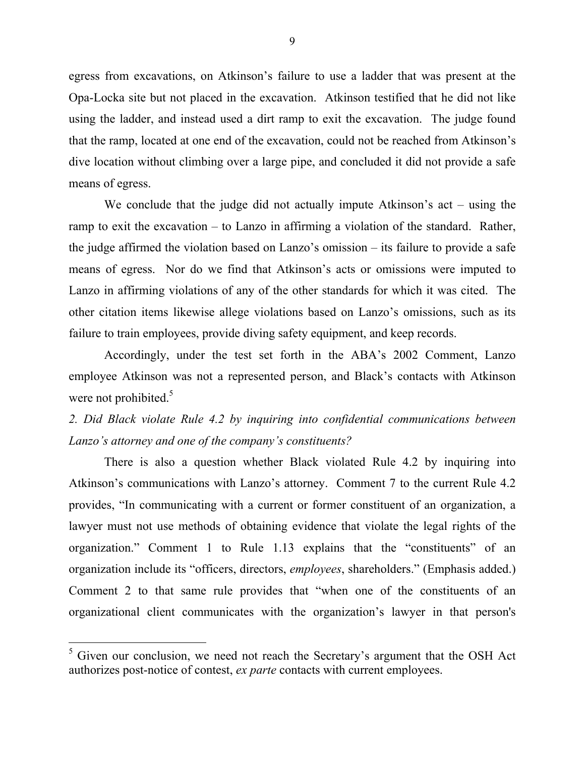egress from excavations, on Atkinson's failure to use a ladder that was present at the Opa-Locka site but not placed in the excavation. Atkinson testified that he did not like using the ladder, and instead used a dirt ramp to exit the excavation. The judge found that the ramp, located at one end of the excavation, could not be reached from Atkinson's dive location without climbing over a large pipe, and concluded it did not provide a safe means of egress.

We conclude that the judge did not actually impute Atkinson's act – using the ramp to exit the excavation – to Lanzo in affirming a violation of the standard. Rather, the judge affirmed the violation based on Lanzo's omission – its failure to provide a safe means of egress. Nor do we find that Atkinson's acts or omissions were imputed to Lanzo in affirming violations of any of the other standards for which it was cited. The other citation items likewise allege violations based on Lanzo's omissions, such as its failure to train employees, provide diving safety equipment, and keep records.

Accordingly, under the test set forth in the ABA's 2002 Comment, Lanzo employee Atkinson was not a represented person, and Black's contacts with Atkinson were not prohibited.[5]

*2. Did Black violate Rule 4.2 by inquiring into confidential communications between Lanzo's attorney and one of the company's constituents?*

There is also a question whether Black violated Rule 4.2 by inquiring into Atkinson's communications with Lanzo's attorney. Comment 7 to the current Rule 4.2 provides, "In communicating with a current or former constituent of an organization, a lawyer must not use methods of obtaining evidence that violate the legal rights of the organization." Comment 1 to Rule 1.13 explains that the "constituents" of an organization include its "officers, directors, *employees*, shareholders." (Emphasis added.) Comment 2 to that same rule provides that "when one of the constituents of an organizational client communicates with the organization's lawyer in that person's

---

[5] Given our conclusion, we need not reach the Secretary's argument that the OSH Act authorizes post-notice of contest, *ex parte* contacts with current employees.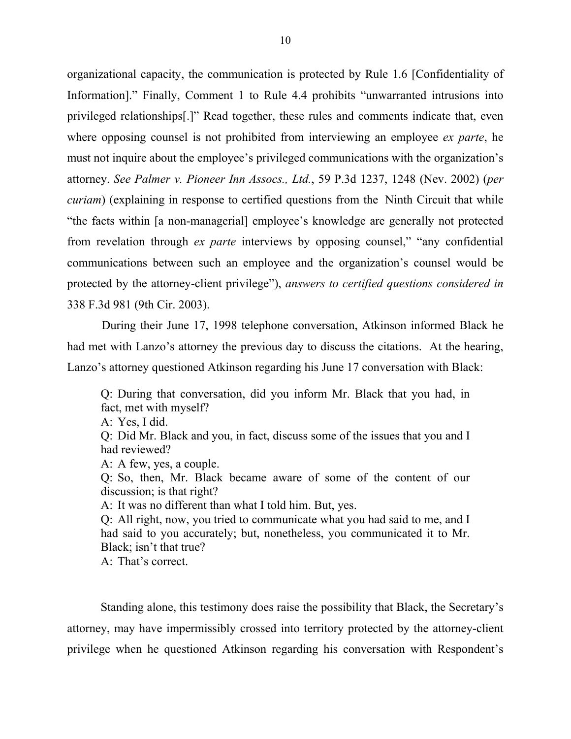organizational capacity, the communication is protected by Rule 1.6 [Confidentiality of Information]." Finally, Comment 1 to Rule 4.4 prohibits "unwarranted intrusions into privileged relationships[.]" Read together, these rules and comments indicate that, even where opposing counsel is not prohibited from interviewing an employee *ex parte*, he must not inquire about the employee's privileged communications with the organization's attorney. *See Palmer v. Pioneer Inn Assocs., Ltd.*, 59 P.3d 1237, 1248 (Nev. 2002) (*per curiam*) (explaining in response to certified questions from the Ninth Circuit that while "the facts within [a non-managerial] employee's knowledge are generally not protected from revelation through *ex parte* interviews by opposing counsel," "any confidential communications between such an employee and the organization's counsel would be protected by the attorney-client privilege"), *answers to certified questions considered in* 338 F.3d 981 (9th Cir. 2003).

During their June 17, 1998 telephone conversation, Atkinson informed Black he had met with Lanzo's attorney the previous day to discuss the citations. At the hearing, Lanzo's attorney questioned Atkinson regarding his June 17 conversation with Black:

> Q: During that conversation, did you inform Mr. Black that you had, in fact, met with myself?
> A: Yes, I did.
> Q: Did Mr. Black and you, in fact, discuss some of the issues that you and I had reviewed?
> A: A few, yes, a couple.
> Q: So, then, Mr. Black became aware of some of the content of our discussion; is that right?
> A: It was no different than what I told him. But, yes.
> Q: All right, now, you tried to communicate what you had said to me, and I had said to you accurately; but, nonetheless, you communicated it to Mr. Black; isn't that true?
> A: That's correct.

Standing alone, this testimony does raise the possibility that Black, the Secretary's attorney, may have impermissibly crossed into territory protected by the attorney-client privilege when he questioned Atkinson regarding his conversation with Respondent's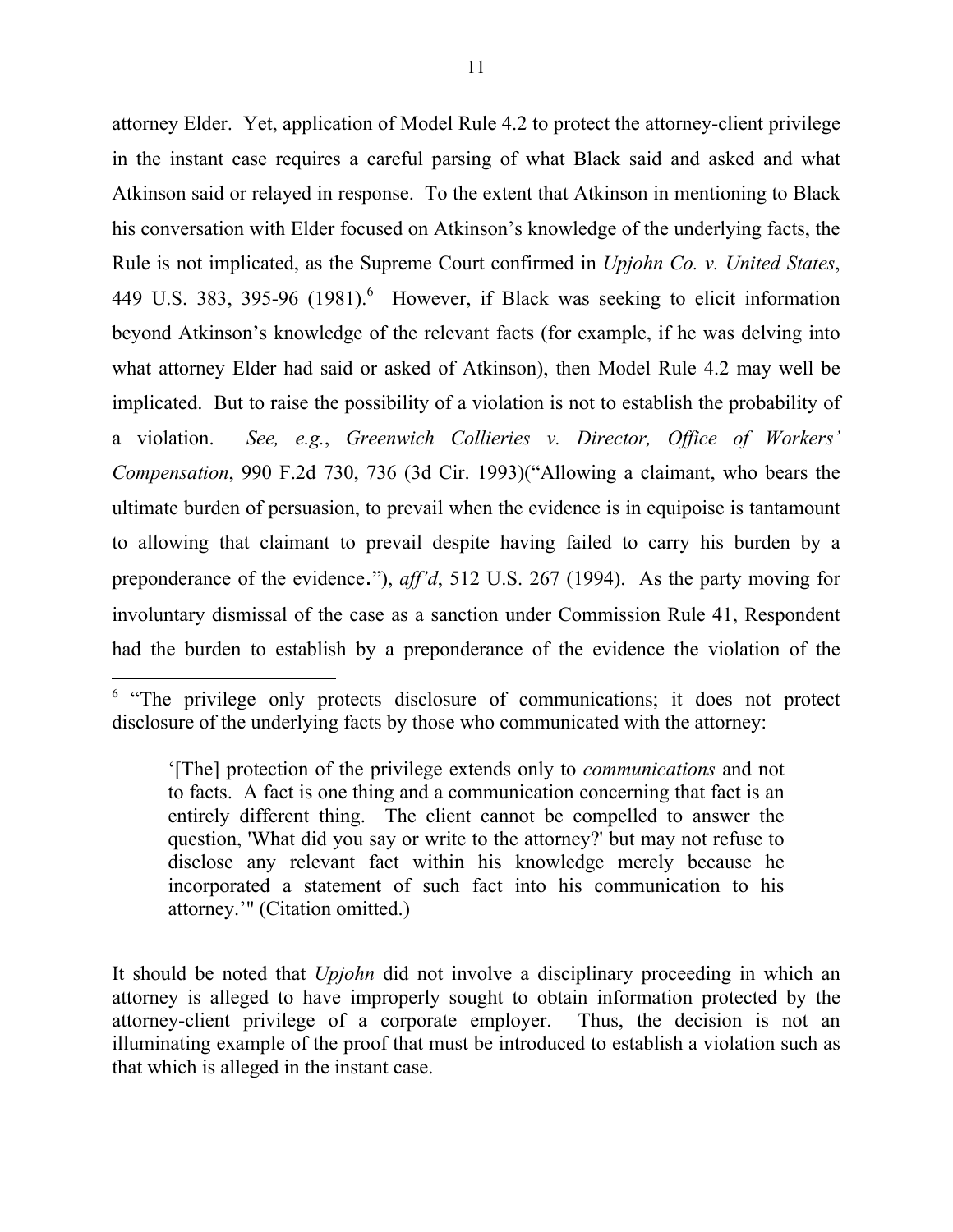attorney Elder. Yet, application of Model Rule 4.2 to protect the attorney-client privilege in the instant case requires a careful parsing of what Black said and asked and what Atkinson said or relayed in response. To the extent that Atkinson in mentioning to Black his conversation with Elder focused on Atkinson's knowledge of the underlying facts, the Rule is not implicated, as the Supreme Court confirmed in *Upjohn Co. v. United States*, 449 U.S. 383, 395-96 (1981).[6] However, if Black was seeking to elicit information beyond Atkinson's knowledge of the relevant facts (for example, if he was delving into what attorney Elder had said or asked of Atkinson), then Model Rule 4.2 may well be implicated. But to raise the possibility of a violation is not to establish the probability of a violation. *See, e.g.*, *Greenwich Collieries v. Director, Office of Workers' Compensation*, 990 F.2d 730, 736 (3d Cir. 1993)("Allowing a claimant, who bears the ultimate burden of persuasion, to prevail when the evidence is in equipoise is tantamount to allowing that claimant to prevail despite having failed to carry his burden by a preponderance of the evidence."), *aff'd*, 512 U.S. 267 (1994). As the party moving for involuntary dismissal of the case as a sanction under Commission Rule 41, Respondent had the burden to establish by a preponderance of the evidence the violation of the

---

[6] "The privilege only protects disclosure of communications; it does not protect disclosure of the underlying facts by those who communicated with the attorney:

> '[The] protection of the privilege extends only to *communications* and not to facts. A fact is one thing and a communication concerning that fact is an entirely different thing. The client cannot be compelled to answer the question, 'What did you say or write to the attorney?' but may not refuse to disclose any relevant fact within his knowledge merely because he incorporated a statement of such fact into his communication to his attorney.'" (Citation omitted.)

It should be noted that *Upjohn* did not involve a disciplinary proceeding in which an attorney is alleged to have improperly sought to obtain information protected by the attorney-client privilege of a corporate employer. Thus, the decision is not an illuminating example of the proof that must be introduced to establish a violation such as that which is alleged in the instant case.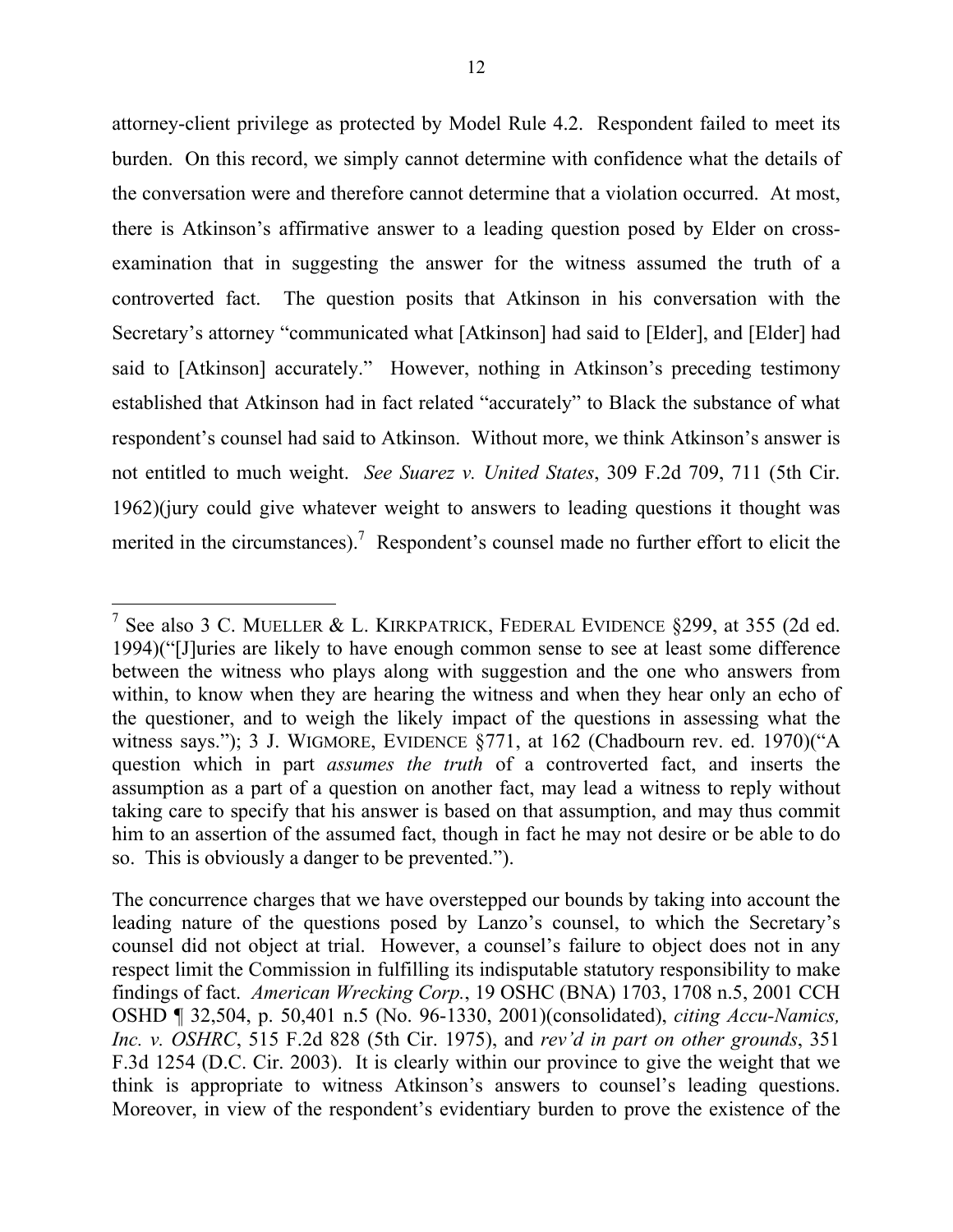attorney-client privilege as protected by Model Rule 4.2. Respondent failed to meet its burden. On this record, we simply cannot determine with confidence what the details of the conversation were and therefore cannot determine that a violation occurred. At most, there is Atkinson's affirmative answer to a leading question posed by Elder on cross-examination that in suggesting the answer for the witness assumed the truth of a controverted fact. The question posits that Atkinson in his conversation with the Secretary's attorney "communicated what [Atkinson] had said to [Elder], and [Elder] had said to [Atkinson] accurately." However, nothing in Atkinson's preceding testimony established that Atkinson had in fact related "accurately" to Black the substance of what respondent's counsel had said to Atkinson. Without more, we think Atkinson's answer is not entitled to much weight. *See Suarez v. United States*, 309 F.2d 709, 711 (5th Cir. 1962)(jury could give whatever weight to answers to leading questions it thought was merited in the circumstances).[7] Respondent's counsel made no further effort to elicit the

---

[7] See also 3 C. MUELLER & L. KIRKPATRICK, FEDERAL EVIDENCE §299, at 355 (2d ed. 1994)("[J]uries are likely to have enough common sense to see at least some difference between the witness who plays along with suggestion and the one who answers from within, to know when they are hearing the witness and when they hear only an echo of the questioner, and to weigh the likely impact of the questions in assessing what the witness says."); 3 J. WIGMORE, EVIDENCE §771, at 162 (Chadbourn rev. ed. 1970)("A question which in part *assumes the truth* of a controverted fact, and inserts the assumption as a part of a question on another fact, may lead a witness to reply without taking care to specify that his answer is based on that assumption, and may thus commit him to an assertion of the assumed fact, though in fact he may not desire or be able to do so. This is obviously a danger to be prevented.").

The concurrence charges that we have overstepped our bounds by taking into account the leading nature of the questions posed by Lanzo's counsel, to which the Secretary's counsel did not object at trial. However, a counsel's failure to object does not in any respect limit the Commission in fulfilling its indisputable statutory responsibility to make findings of fact. *American Wrecking Corp.*, 19 OSHC (BNA) 1703, 1708 n.5, 2001 CCH OSHD ¶ 32,504, p. 50,401 n.5 (No. 96-1330, 2001)(consolidated), *citing Accu-Namics, Inc. v. OSHRC*, 515 F.2d 828 (5th Cir. 1975), and *rev'd in part on other grounds*, 351 F.3d 1254 (D.C. Cir. 2003). It is clearly within our province to give the weight that we think is appropriate to witness Atkinson's answers to counsel's leading questions. Moreover, in view of the respondent's evidentiary burden to prove the existence of the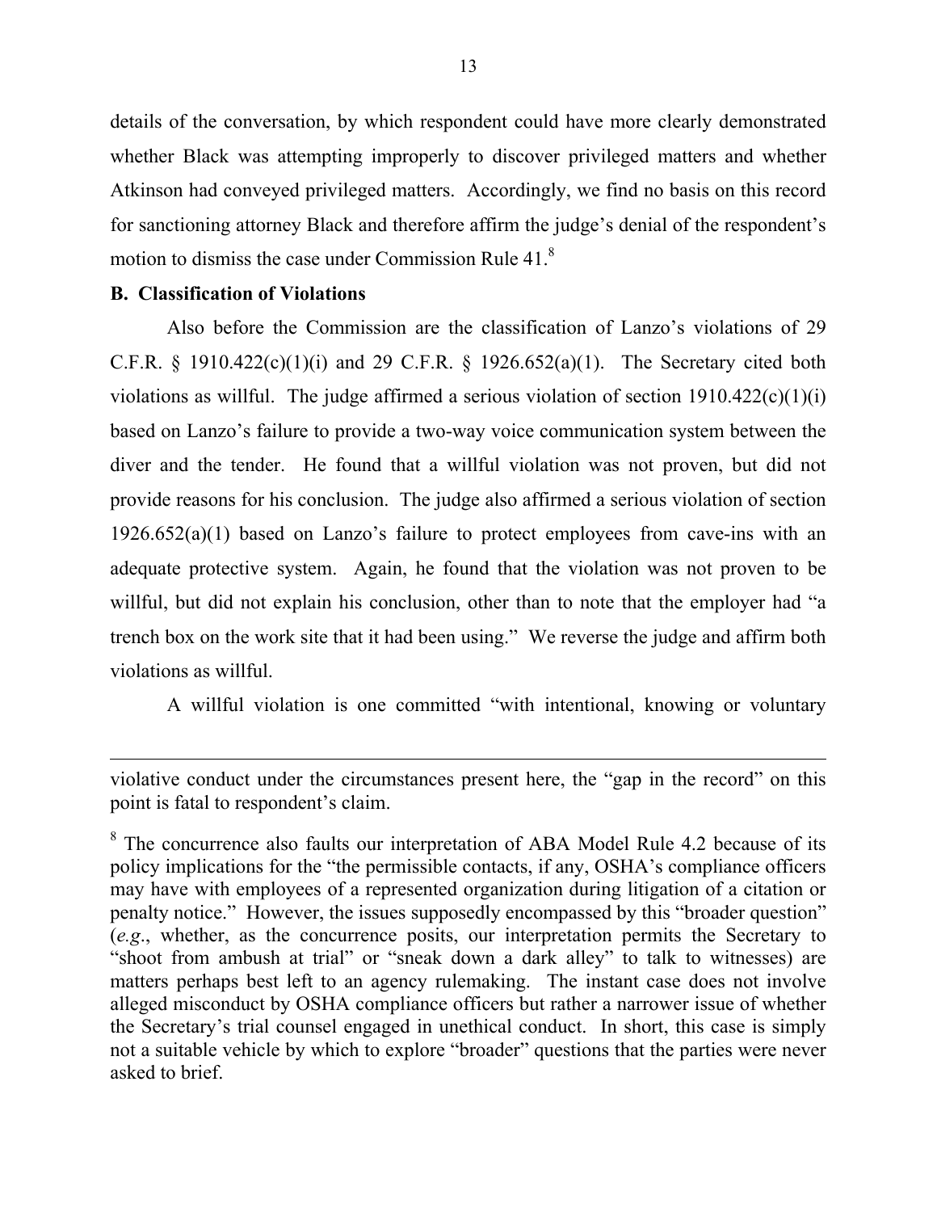details of the conversation, by which respondent could have more clearly demonstrated whether Black was attempting improperly to discover privileged matters and whether Atkinson had conveyed privileged matters. Accordingly, we find no basis on this record for sanctioning attorney Black and therefore affirm the judge's denial of the respondent's motion to dismiss the case under Commission Rule 41.[8]

**B. Classification of Violations**

Also before the Commission are the classification of Lanzo's violations of 29 C.F.R. § 1910.422(c)(1)(i) and 29 C.F.R. § 1926.652(a)(1). The Secretary cited both violations as willful. The judge affirmed a serious violation of section 1910.422(c)(1)(i) based on Lanzo's failure to provide a two-way voice communication system between the diver and the tender. He found that a willful violation was not proven, but did not provide reasons for his conclusion. The judge also affirmed a serious violation of section 1926.652(a)(1) based on Lanzo's failure to protect employees from cave-ins with an adequate protective system. Again, he found that the violation was not proven to be willful, but did not explain his conclusion, other than to note that the employer had "a trench box on the work site that it had been using." We reverse the judge and affirm both violations as willful.

A willful violation is one committed "with intentional, knowing or voluntary

---

violative conduct under the circumstances present here, the "gap in the record" on this point is fatal to respondent's claim.

[8] The concurrence also faults our interpretation of ABA Model Rule 4.2 because of its policy implications for the "the permissible contacts, if any, OSHA's compliance officers may have with employees of a represented organization during litigation of a citation or penalty notice." However, the issues supposedly encompassed by this "broader question" (*e.g*., whether, as the concurrence posits, our interpretation permits the Secretary to "shoot from ambush at trial" or "sneak down a dark alley" to talk to witnesses) are matters perhaps best left to an agency rulemaking. The instant case does not involve alleged misconduct by OSHA compliance officers but rather a narrower issue of whether the Secretary's trial counsel engaged in unethical conduct. In short, this case is simply not a suitable vehicle by which to explore "broader" questions that the parties were never asked to brief.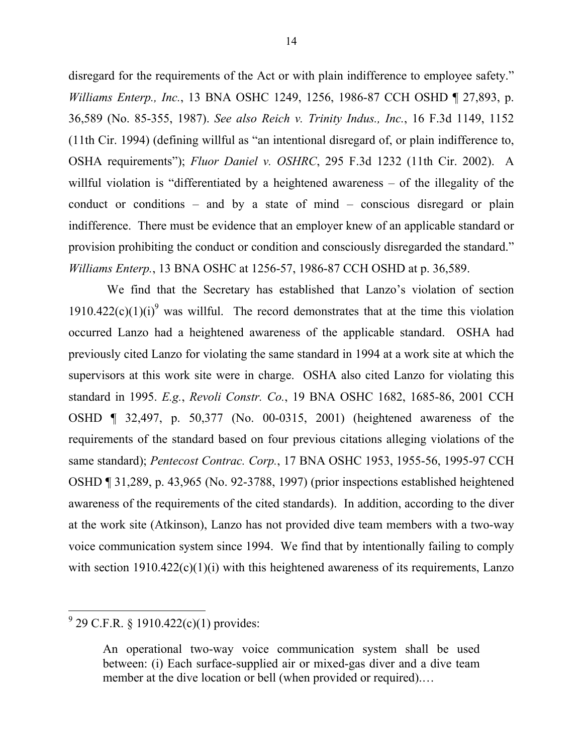disregard for the requirements of the Act or with plain indifference to employee safety." *Williams Enterp., Inc.*, 13 BNA OSHC 1249, 1256, 1986-87 CCH OSHD ¶ 27,893, p. 36,589 (No. 85-355, 1987). *See also Reich v. Trinity Indus., Inc.*, 16 F.3d 1149, 1152 (11th Cir. 1994) (defining willful as "an intentional disregard of, or plain indifference to, OSHA requirements"); *Fluor Daniel v. OSHRC*, 295 F.3d 1232 (11th Cir. 2002). A willful violation is "differentiated by a heightened awareness – of the illegality of the conduct or conditions – and by a state of mind – conscious disregard or plain indifference. There must be evidence that an employer knew of an applicable standard or provision prohibiting the conduct or condition and consciously disregarded the standard." *Williams Enterp.*, 13 BNA OSHC at 1256-57, 1986-87 CCH OSHD at p. 36,589.

We find that the Secretary has established that Lanzo's violation of section 1910.422(c)(1)(i)[9] was willful. The record demonstrates that at the time this violation occurred Lanzo had a heightened awareness of the applicable standard. OSHA had previously cited Lanzo for violating the same standard in 1994 at a work site at which the supervisors at this work site were in charge. OSHA also cited Lanzo for violating this standard in 1995. *E.g.*, *Revoli Constr. Co.*, 19 BNA OSHC 1682, 1685-86, 2001 CCH OSHD ¶ 32,497, p. 50,377 (No. 00-0315, 2001) (heightened awareness of the requirements of the standard based on four previous citations alleging violations of the same standard); *Pentecost Contrac. Corp.*, 17 BNA OSHC 1953, 1955-56, 1995-97 CCH OSHD ¶ 31,289, p. 43,965 (No. 92-3788, 1997) (prior inspections established heightened awareness of the requirements of the cited standards). In addition, according to the diver at the work site (Atkinson), Lanzo has not provided dive team members with a two-way voice communication system since 1994. We find that by intentionally failing to comply with section 1910.422(c)(1)(i) with this heightened awareness of its requirements, Lanzo

---

[9] 29 C.F.R. § 1910.422(c)(1) provides:

> An operational two-way voice communication system shall be used between: (i) Each surface-supplied air or mixed-gas diver and a dive team member at the dive location or bell (when provided or required).…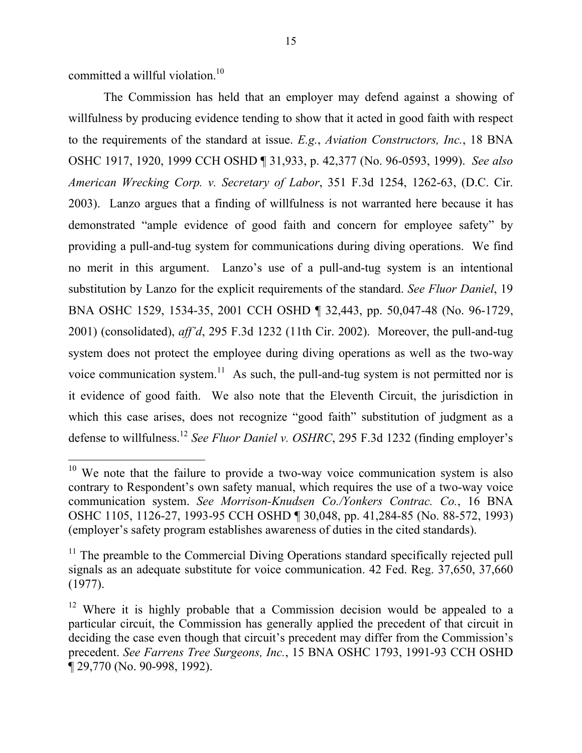committed a willful violation.[10]

The Commission has held that an employer may defend against a showing of willfulness by producing evidence tending to show that it acted in good faith with respect to the requirements of the standard at issue. *E.g.*, *Aviation Constructors, Inc.*, 18 BNA OSHC 1917, 1920, 1999 CCH OSHD ¶ 31,933, p. 42,377 (No. 96-0593, 1999). *See also American Wrecking Corp. v. Secretary of Labor*, 351 F.3d 1254, 1262-63, (D.C. Cir. 2003). Lanzo argues that a finding of willfulness is not warranted here because it has demonstrated "ample evidence of good faith and concern for employee safety" by providing a pull-and-tug system for communications during diving operations. We find no merit in this argument. Lanzo's use of a pull-and-tug system is an intentional substitution by Lanzo for the explicit requirements of the standard. *See Fluor Daniel*, 19 BNA OSHC 1529, 1534-35, 2001 CCH OSHD ¶ 32,443, pp. 50,047-48 (No. 96-1729, 2001) (consolidated), *aff'd*, 295 F.3d 1232 (11th Cir. 2002). Moreover, the pull-and-tug system does not protect the employee during diving operations as well as the two-way voice communication system.[11] As such, the pull-and-tug system is not permitted nor is it evidence of good faith. We also note that the Eleventh Circuit, the jurisdiction in which this case arises, does not recognize "good faith" substitution of judgment as a defense to willfulness.[12] *See Fluor Daniel v. OSHRC*, 295 F.3d 1232 (finding employer's

---

[10] We note that the failure to provide a two-way voice communication system is also contrary to Respondent's own safety manual, which requires the use of a two-way voice communication system. *See Morrison-Knudsen Co./Yonkers Contrac. Co.*, 16 BNA OSHC 1105, 1126-27, 1993-95 CCH OSHD ¶ 30,048, pp. 41,284-85 (No. 88-572, 1993) (employer's safety program establishes awareness of duties in the cited standards).

[11] The preamble to the Commercial Diving Operations standard specifically rejected pull signals as an adequate substitute for voice communication. 42 Fed. Reg. 37,650, 37,660 (1977).

[12] Where it is highly probable that a Commission decision would be appealed to a particular circuit, the Commission has generally applied the precedent of that circuit in deciding the case even though that circuit's precedent may differ from the Commission's precedent. *See Farrens Tree Surgeons, Inc.*, 15 BNA OSHC 1793, 1991-93 CCH OSHD ¶ 29,770 (No. 90-998, 1992).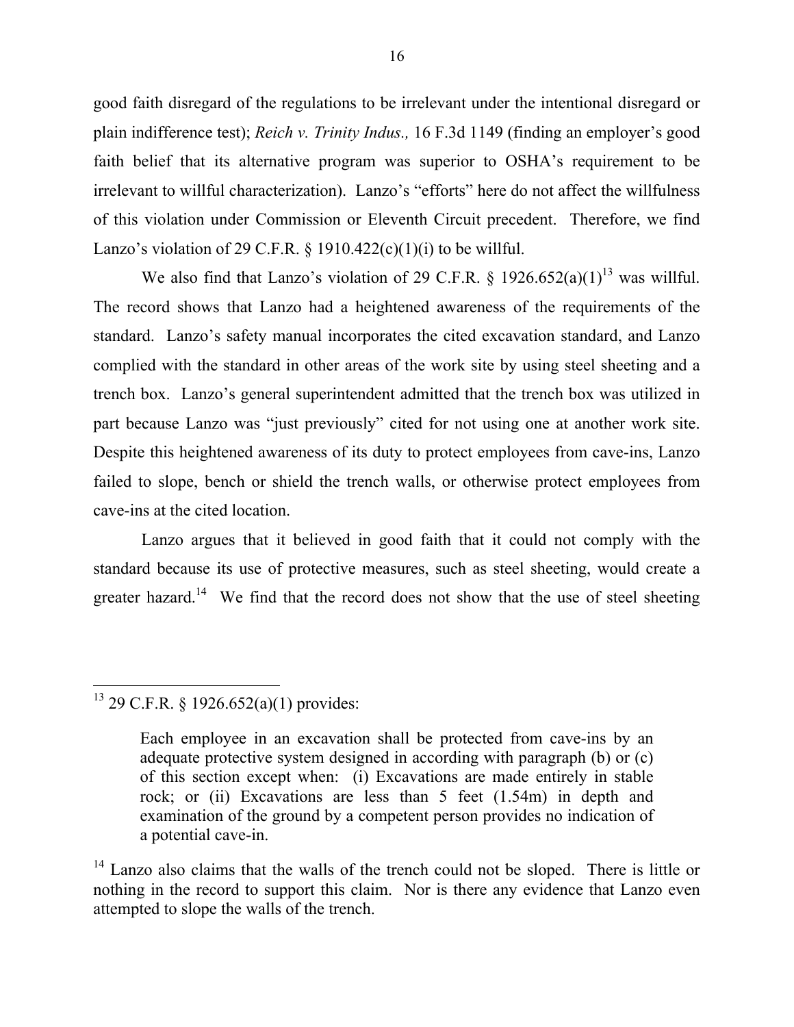good faith disregard of the regulations to be irrelevant under the intentional disregard or plain indifference test); *Reich v. Trinity Indus.,* 16 F.3d 1149 (finding an employer's good faith belief that its alternative program was superior to OSHA's requirement to be irrelevant to willful characterization). Lanzo's "efforts" here do not affect the willfulness of this violation under Commission or Eleventh Circuit precedent. Therefore, we find Lanzo's violation of 29 C.F.R. § 1910.422(c)(1)(i) to be willful.

We also find that Lanzo's violation of 29 C.F.R. § 1926.652(a)(1)[13] was willful. The record shows that Lanzo had a heightened awareness of the requirements of the standard. Lanzo's safety manual incorporates the cited excavation standard, and Lanzo complied with the standard in other areas of the work site by using steel sheeting and a trench box. Lanzo's general superintendent admitted that the trench box was utilized in part because Lanzo was "just previously" cited for not using one at another work site. Despite this heightened awareness of its duty to protect employees from cave-ins, Lanzo failed to slope, bench or shield the trench walls, or otherwise protect employees from cave-ins at the cited location.

Lanzo argues that it believed in good faith that it could not comply with the standard because its use of protective measures, such as steel sheeting, would create a greater hazard.[14] We find that the record does not show that the use of steel sheeting

---

[13] 29 C.F.R. § 1926.652(a)(1) provides:

> Each employee in an excavation shall be protected from cave-ins by an adequate protective system designed in according with paragraph (b) or (c) of this section except when: (i) Excavations are made entirely in stable rock; or (ii) Excavations are less than 5 feet (1.54m) in depth and examination of the ground by a competent person provides no indication of a potential cave-in.

[14] Lanzo also claims that the walls of the trench could not be sloped. There is little or nothing in the record to support this claim. Nor is there any evidence that Lanzo even attempted to slope the walls of the trench.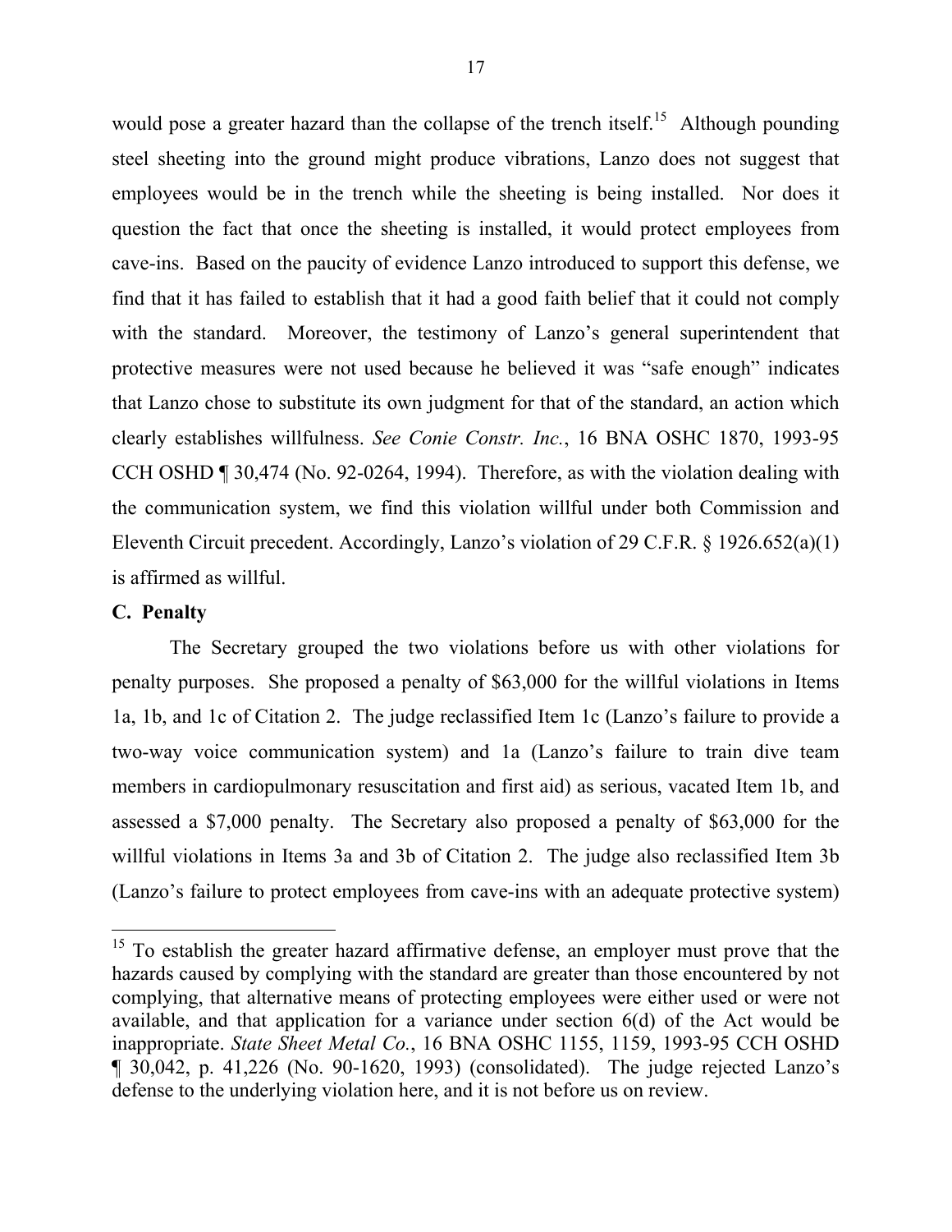would pose a greater hazard than the collapse of the trench itself.[15] Although pounding steel sheeting into the ground might produce vibrations, Lanzo does not suggest that employees would be in the trench while the sheeting is being installed. Nor does it question the fact that once the sheeting is installed, it would protect employees from cave-ins. Based on the paucity of evidence Lanzo introduced to support this defense, we find that it has failed to establish that it had a good faith belief that it could not comply with the standard. Moreover, the testimony of Lanzo's general superintendent that protective measures were not used because he believed it was "safe enough" indicates that Lanzo chose to substitute its own judgment for that of the standard, an action which clearly establishes willfulness. *See Conie Constr. Inc.*, 16 BNA OSHC 1870, 1993-95 CCH OSHD ¶ 30,474 (No. 92-0264, 1994). Therefore, as with the violation dealing with the communication system, we find this violation willful under both Commission and Eleventh Circuit precedent. Accordingly, Lanzo's violation of 29 C.F.R. § 1926.652(a)(1) is affirmed as willful.

**C. Penalty**

The Secretary grouped the two violations before us with other violations for penalty purposes. She proposed a penalty of $63,000 for the willful violations in Items 1a, 1b, and 1c of Citation 2. The judge reclassified Item 1c (Lanzo's failure to provide a two-way voice communication system) and 1a (Lanzo's failure to train dive team members in cardiopulmonary resuscitation and first aid) as serious, vacated Item 1b, and assessed a $7,000 penalty. The Secretary also proposed a penalty of $63,000 for the willful violations in Items 3a and 3b of Citation 2. The judge also reclassified Item 3b (Lanzo's failure to protect employees from cave-ins with an adequate protective system)

[15] To establish the greater hazard affirmative defense, an employer must prove that the hazards caused by complying with the standard are greater than those encountered by not complying, that alternative means of protecting employees were either used or were not available, and that application for a variance under section 6(d) of the Act would be inappropriate. *State Sheet Metal Co.*, 16 BNA OSHC 1155, 1159, 1993-95 CCH OSHD ¶ 30,042, p. 41,226 (No. 90-1620, 1993) (consolidated). The judge rejected Lanzo's defense to the underlying violation here, and it is not before us on review.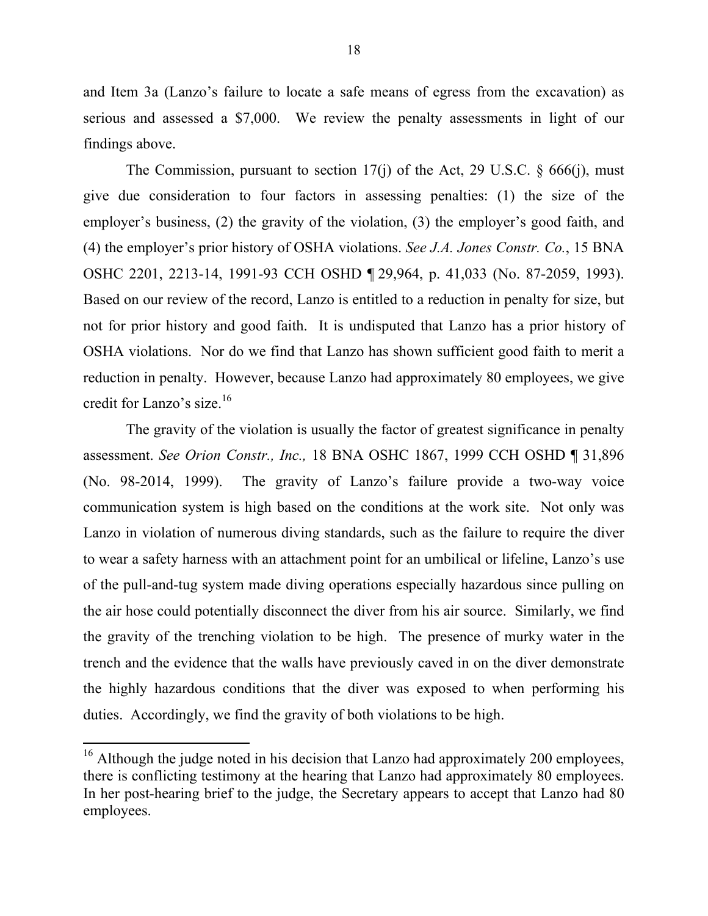and Item 3a (Lanzo's failure to locate a safe means of egress from the excavation) as serious and assessed a $7,000. We review the penalty assessments in light of our findings above.

The Commission, pursuant to section 17(j) of the Act, 29 U.S.C. § 666(j), must give due consideration to four factors in assessing penalties: (1) the size of the employer's business, (2) the gravity of the violation, (3) the employer's good faith, and (4) the employer's prior history of OSHA violations. *See J.A. Jones Constr. Co.*, 15 BNA OSHC 2201, 2213-14, 1991-93 CCH OSHD ¶ 29,964, p. 41,033 (No. 87-2059, 1993). Based on our review of the record, Lanzo is entitled to a reduction in penalty for size, but not for prior history and good faith. It is undisputed that Lanzo has a prior history of OSHA violations. Nor do we find that Lanzo has shown sufficient good faith to merit a reduction in penalty. However, because Lanzo had approximately 80 employees, we give credit for Lanzo's size.[16]

The gravity of the violation is usually the factor of greatest significance in penalty assessment. *See Orion Constr., Inc.,* 18 BNA OSHC 1867, 1999 CCH OSHD ¶ 31,896 (No. 98-2014, 1999). The gravity of Lanzo's failure provide a two-way voice communication system is high based on the conditions at the work site. Not only was Lanzo in violation of numerous diving standards, such as the failure to require the diver to wear a safety harness with an attachment point for an umbilical or lifeline, Lanzo's use of the pull-and-tug system made diving operations especially hazardous since pulling on the air hose could potentially disconnect the diver from his air source. Similarly, we find the gravity of the trenching violation to be high. The presence of murky water in the trench and the evidence that the walls have previously caved in on the diver demonstrate the highly hazardous conditions that the diver was exposed to when performing his duties. Accordingly, we find the gravity of both violations to be high.

[16] Although the judge noted in his decision that Lanzo had approximately 200 employees, there is conflicting testimony at the hearing that Lanzo had approximately 80 employees. In her post-hearing brief to the judge, the Secretary appears to accept that Lanzo had 80 employees.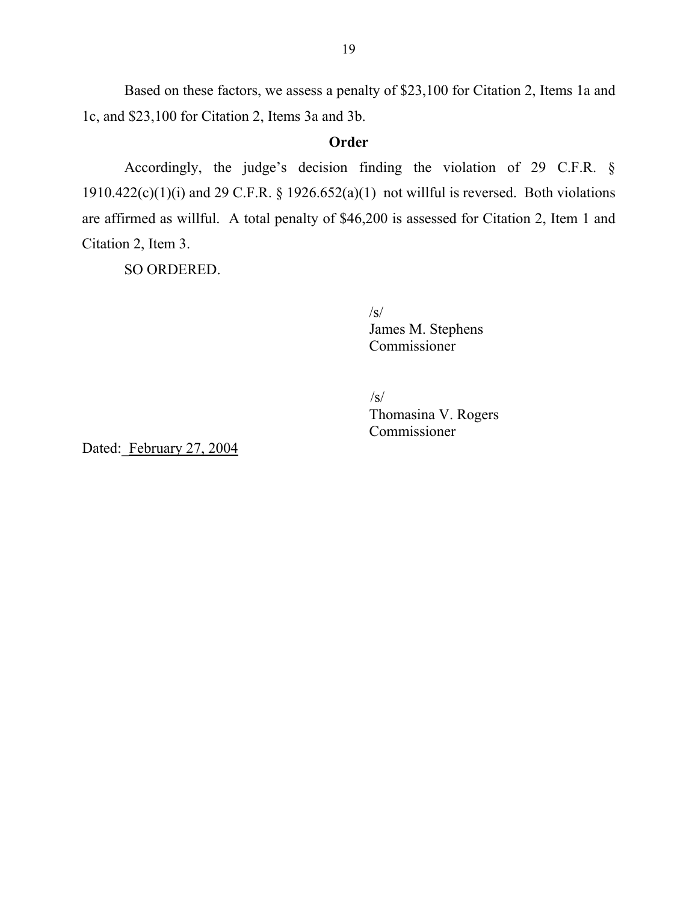Based on these factors, we assess a penalty of $23,100 for Citation 2, Items 1a and 1c, and $23,100 for Citation 2, Items 3a and 3b.

## Order

Accordingly, the judge's decision finding the violation of 29 C.F.R. § 1910.422(c)(1)(i) and 29 C.F.R. § 1926.652(a)(1) not willful is reversed. Both violations are affirmed as willful. A total penalty of $46,200 is assessed for Citation 2, Item 1 and Citation 2, Item 3.

SO ORDERED.

/s/
James M. Stephens
Commissioner

/s/
Thomasina V. Rogers
Commissioner

Dated: February 27, 2004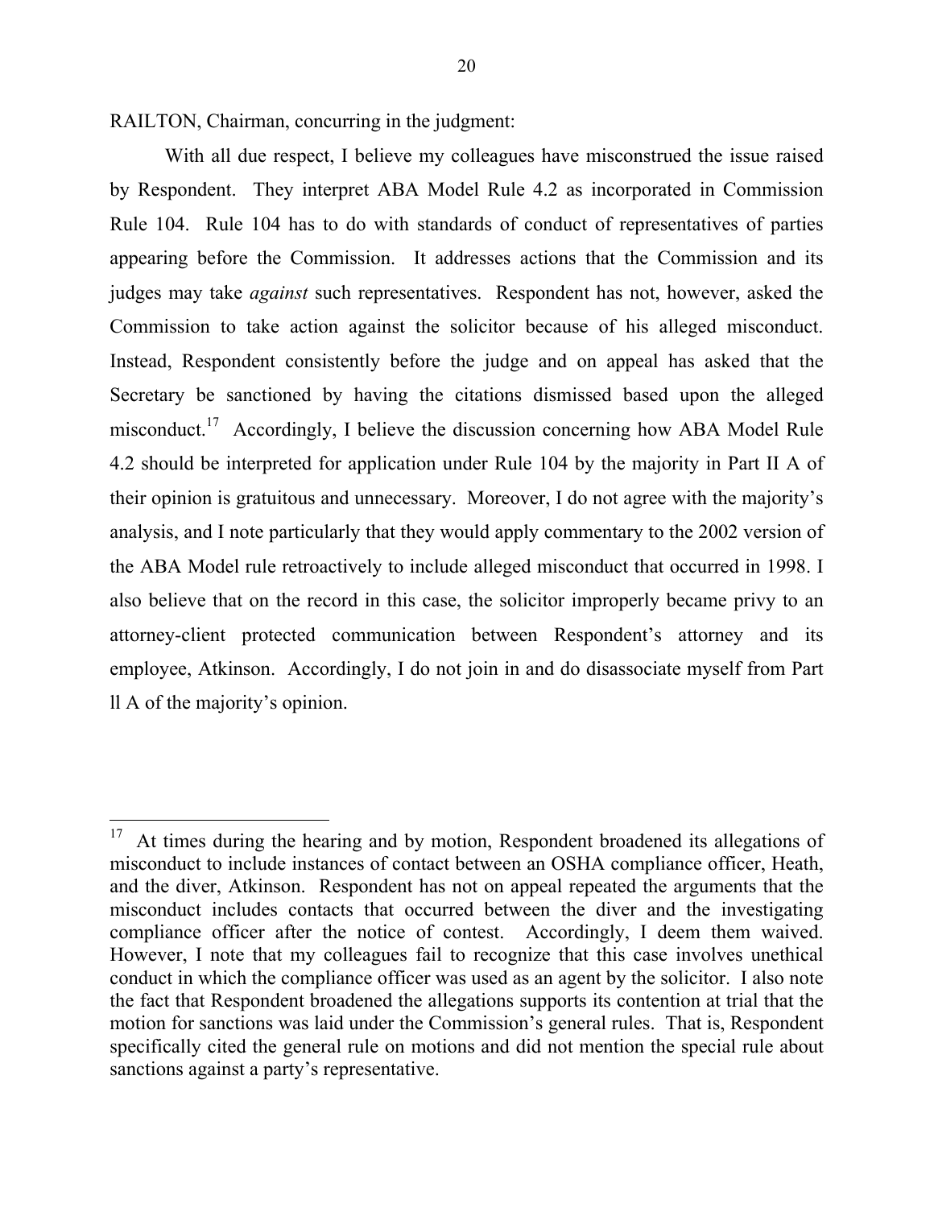RAILTON, Chairman, concurring in the judgment:

With all due respect, I believe my colleagues have misconstrued the issue raised by Respondent. They interpret ABA Model Rule 4.2 as incorporated in Commission Rule 104. Rule 104 has to do with standards of conduct of representatives of parties appearing before the Commission. It addresses actions that the Commission and its judges may take *against* such representatives. Respondent has not, however, asked the Commission to take action against the solicitor because of his alleged misconduct. Instead, Respondent consistently before the judge and on appeal has asked that the Secretary be sanctioned by having the citations dismissed based upon the alleged misconduct.[17] Accordingly, I believe the discussion concerning how ABA Model Rule 4.2 should be interpreted for application under Rule 104 by the majority in Part II A of their opinion is gratuitous and unnecessary. Moreover, I do not agree with the majority's analysis, and I note particularly that they would apply commentary to the 2002 version of the ABA Model rule retroactively to include alleged misconduct that occurred in 1998. I also believe that on the record in this case, the solicitor improperly became privy to an attorney-client protected communication between Respondent's attorney and its employee, Atkinson. Accordingly, I do not join in and do disassociate myself from Part ll A of the majority's opinion.

---

[17] At times during the hearing and by motion, Respondent broadened its allegations of misconduct to include instances of contact between an OSHA compliance officer, Heath, and the diver, Atkinson. Respondent has not on appeal repeated the arguments that the misconduct includes contacts that occurred between the diver and the investigating compliance officer after the notice of contest. Accordingly, I deem them waived. However, I note that my colleagues fail to recognize that this case involves unethical conduct in which the compliance officer was used as an agent by the solicitor. I also note the fact that Respondent broadened the allegations supports its contention at trial that the motion for sanctions was laid under the Commission's general rules. That is, Respondent specifically cited the general rule on motions and did not mention the special rule about sanctions against a party's representative.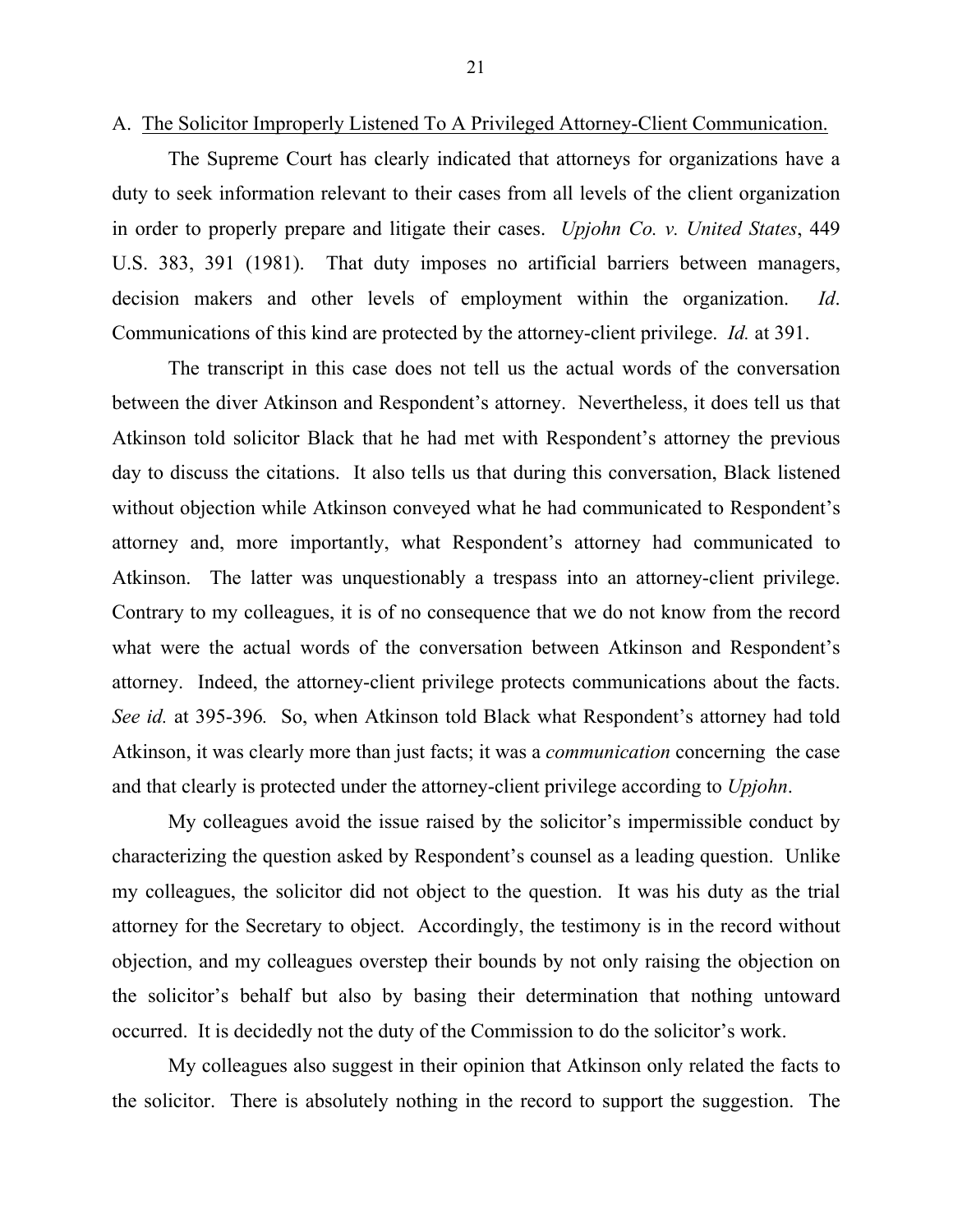A. The Solicitor Improperly Listened To A Privileged Attorney-Client Communication.

The Supreme Court has clearly indicated that attorneys for organizations have a duty to seek information relevant to their cases from all levels of the client organization in order to properly prepare and litigate their cases. *Upjohn Co. v. United States*, 449 U.S. 383, 391 (1981). That duty imposes no artificial barriers between managers, decision makers and other levels of employment within the organization. *Id*. Communications of this kind are protected by the attorney-client privilege. *Id.* at 391.

The transcript in this case does not tell us the actual words of the conversation between the diver Atkinson and Respondent's attorney. Nevertheless, it does tell us that Atkinson told solicitor Black that he had met with Respondent's attorney the previous day to discuss the citations. It also tells us that during this conversation, Black listened without objection while Atkinson conveyed what he had communicated to Respondent's attorney and, more importantly, what Respondent's attorney had communicated to Atkinson. The latter was unquestionably a trespass into an attorney-client privilege. Contrary to my colleagues, it is of no consequence that we do not know from the record what were the actual words of the conversation between Atkinson and Respondent's attorney. Indeed, the attorney-client privilege protects communications about the facts. *See id.* at 395-396*.* So, when Atkinson told Black what Respondent's attorney had told Atkinson, it was clearly more than just facts; it was a *communication* concerning the case and that clearly is protected under the attorney-client privilege according to *Upjohn*.

My colleagues avoid the issue raised by the solicitor's impermissible conduct by characterizing the question asked by Respondent's counsel as a leading question. Unlike my colleagues, the solicitor did not object to the question. It was his duty as the trial attorney for the Secretary to object. Accordingly, the testimony is in the record without objection, and my colleagues overstep their bounds by not only raising the objection on the solicitor's behalf but also by basing their determination that nothing untoward occurred. It is decidedly not the duty of the Commission to do the solicitor's work.

My colleagues also suggest in their opinion that Atkinson only related the facts to the solicitor. There is absolutely nothing in the record to support the suggestion. The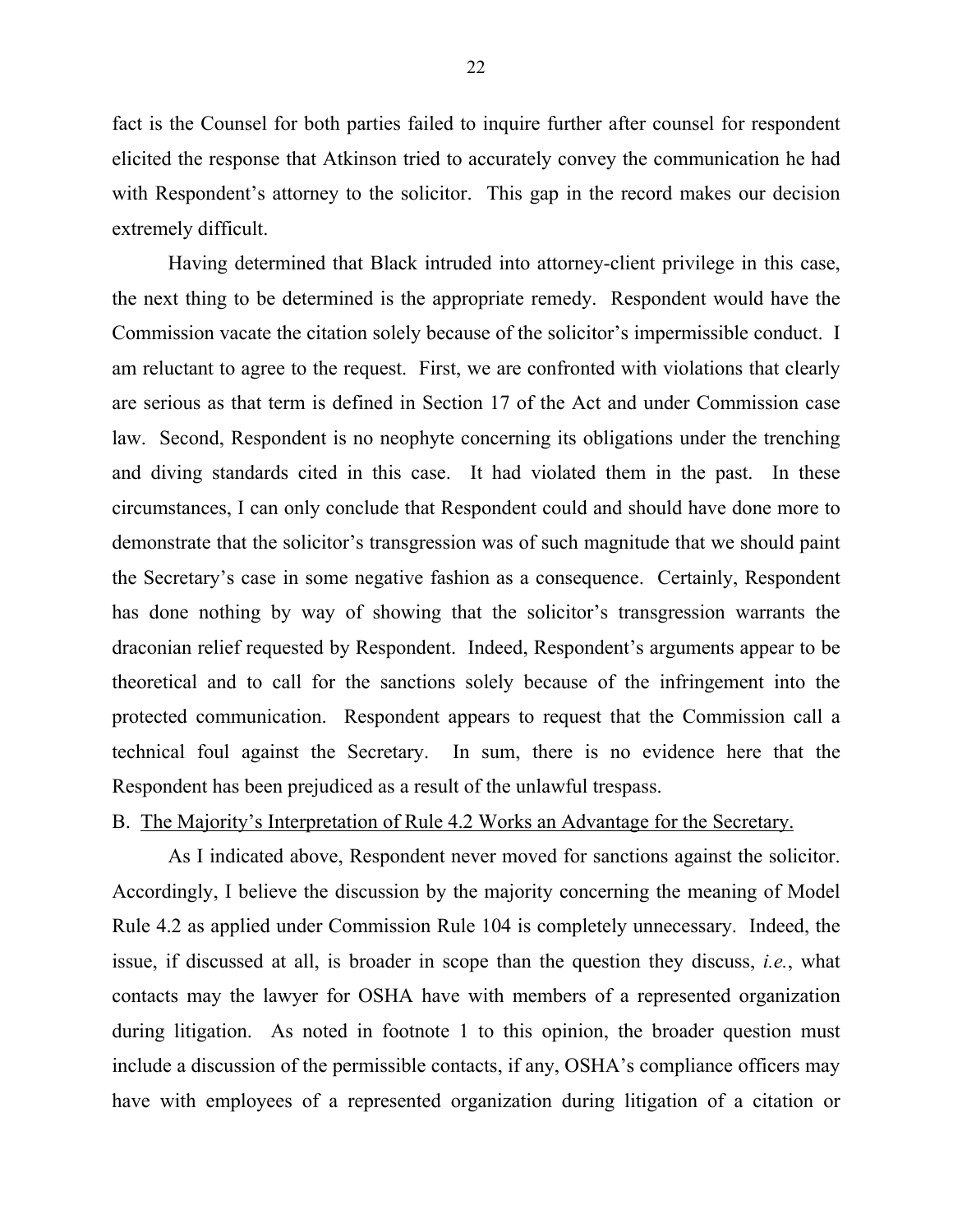fact is the Counsel for both parties failed to inquire further after counsel for respondent elicited the response that Atkinson tried to accurately convey the communication he had with Respondent's attorney to the solicitor. This gap in the record makes our decision extremely difficult.

Having determined that Black intruded into attorney-client privilege in this case, the next thing to be determined is the appropriate remedy. Respondent would have the Commission vacate the citation solely because of the solicitor's impermissible conduct. I am reluctant to agree to the request. First, we are confronted with violations that clearly are serious as that term is defined in Section 17 of the Act and under Commission case law. Second, Respondent is no neophyte concerning its obligations under the trenching and diving standards cited in this case. It had violated them in the past. In these circumstances, I can only conclude that Respondent could and should have done more to demonstrate that the solicitor's transgression was of such magnitude that we should paint the Secretary's case in some negative fashion as a consequence. Certainly, Respondent has done nothing by way of showing that the solicitor's transgression warrants the draconian relief requested by Respondent. Indeed, Respondent's arguments appear to be theoretical and to call for the sanctions solely because of the infringement into the protected communication. Respondent appears to request that the Commission call a technical foul against the Secretary. In sum, there is no evidence here that the Respondent has been prejudiced as a result of the unlawful trespass.

B. <u>The Majority's Interpretation of Rule 4.2 Works an Advantage for the Secretary.</u>

As I indicated above, Respondent never moved for sanctions against the solicitor. Accordingly, I believe the discussion by the majority concerning the meaning of Model Rule 4.2 as applied under Commission Rule 104 is completely unnecessary. Indeed, the issue, if discussed at all, is broader in scope than the question they discuss, *i.e.*, what contacts may the lawyer for OSHA have with members of a represented organization during litigation. As noted in footnote 1 to this opinion, the broader question must include a discussion of the permissible contacts, if any, OSHA's compliance officers may have with employees of a represented organization during litigation of a citation or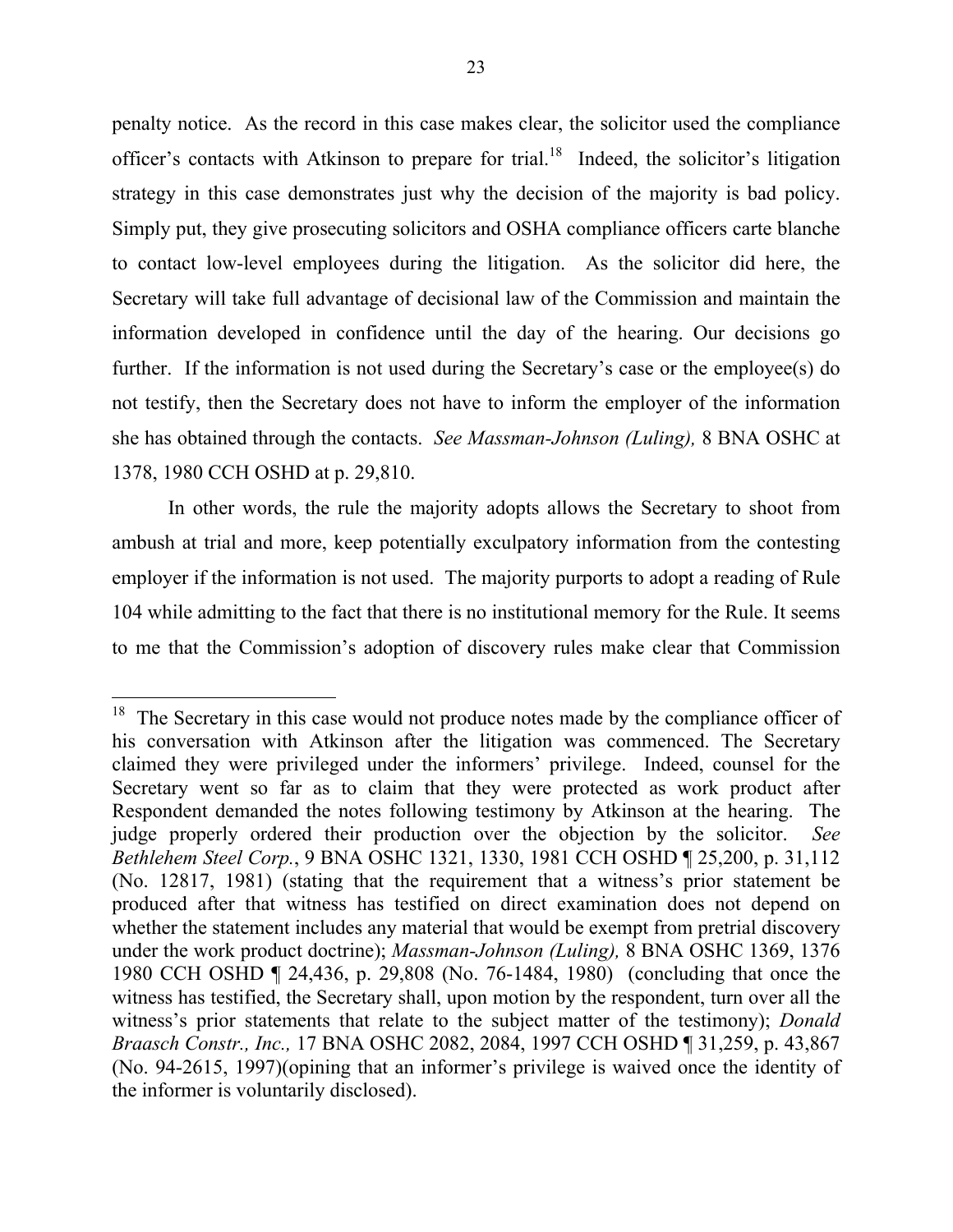penalty notice. As the record in this case makes clear, the solicitor used the compliance officer's contacts with Atkinson to prepare for trial.[18] Indeed, the solicitor's litigation strategy in this case demonstrates just why the decision of the majority is bad policy. Simply put, they give prosecuting solicitors and OSHA compliance officers carte blanche to contact low-level employees during the litigation. As the solicitor did here, the Secretary will take full advantage of decisional law of the Commission and maintain the information developed in confidence until the day of the hearing. Our decisions go further. If the information is not used during the Secretary's case or the employee(s) do not testify, then the Secretary does not have to inform the employer of the information she has obtained through the contacts. *See Massman-Johnson (Luling),* 8 BNA OSHC at 1378, 1980 CCH OSHD at p. 29,810.

In other words, the rule the majority adopts allows the Secretary to shoot from ambush at trial and more, keep potentially exculpatory information from the contesting employer if the information is not used. The majority purports to adopt a reading of Rule 104 while admitting to the fact that there is no institutional memory for the Rule. It seems to me that the Commission's adoption of discovery rules make clear that Commission

---

[18] The Secretary in this case would not produce notes made by the compliance officer of his conversation with Atkinson after the litigation was commenced. The Secretary claimed they were privileged under the informers' privilege. Indeed, counsel for the Secretary went so far as to claim that they were protected as work product after Respondent demanded the notes following testimony by Atkinson at the hearing. The judge properly ordered their production over the objection by the solicitor. *See Bethlehem Steel Corp.*, 9 BNA OSHC 1321, 1330, 1981 CCH OSHD ¶ 25,200, p. 31,112 (No. 12817, 1981) (stating that the requirement that a witness's prior statement be produced after that witness has testified on direct examination does not depend on whether the statement includes any material that would be exempt from pretrial discovery under the work product doctrine); *Massman-Johnson (Luling),* 8 BNA OSHC 1369, 1376 1980 CCH OSHD ¶ 24,436, p. 29,808 (No. 76-1484, 1980) (concluding that once the witness has testified, the Secretary shall, upon motion by the respondent, turn over all the witness's prior statements that relate to the subject matter of the testimony); *Donald Braasch Constr., Inc.,* 17 BNA OSHC 2082, 2084, 1997 CCH OSHD ¶ 31,259, p. 43,867 (No. 94-2615, 1997)(opining that an informer's privilege is waived once the identity of the informer is voluntarily disclosed).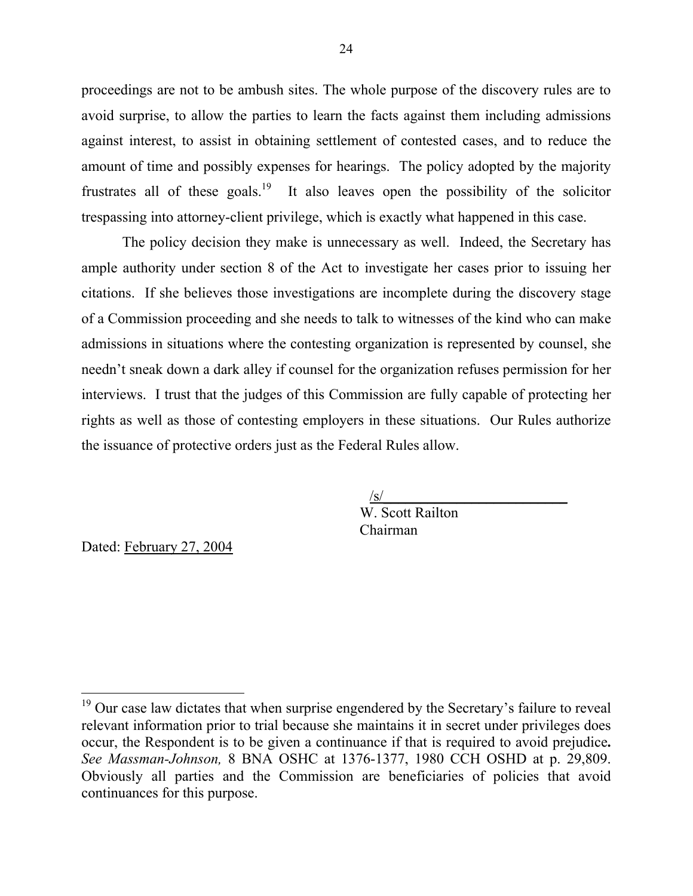proceedings are not to be ambush sites. The whole purpose of the discovery rules are to avoid surprise, to allow the parties to learn the facts against them including admissions against interest, to assist in obtaining settlement of contested cases, and to reduce the amount of time and possibly expenses for hearings. The policy adopted by the majority frustrates all of these goals.[19] It also leaves open the possibility of the solicitor trespassing into attorney-client privilege, which is exactly what happened in this case.

The policy decision they make is unnecessary as well. Indeed, the Secretary has ample authority under section 8 of the Act to investigate her cases prior to issuing her citations. If she believes those investigations are incomplete during the discovery stage of a Commission proceeding and she needs to talk to witnesses of the kind who can make admissions in situations where the contesting organization is represented by counsel, she needn't sneak down a dark alley if counsel for the organization refuses permission for her interviews. I trust that the judges of this Commission are fully capable of protecting her rights as well as those of contesting employers in these situations. Our Rules authorize the issuance of protective orders just as the Federal Rules allow.

/s/
W. Scott Railton
Chairman

Dated: February 27, 2004

---

[19] Our case law dictates that when surprise engendered by the Secretary's failure to reveal relevant information prior to trial because she maintains it in secret under privileges does occur, the Respondent is to be given a continuance if that is required to avoid prejudice**.** *See Massman-Johnson,* 8 BNA OSHC at 1376-1377, 1980 CCH OSHD at p. 29,809. Obviously all parties and the Commission are beneficiaries of policies that avoid continuances for this purpose.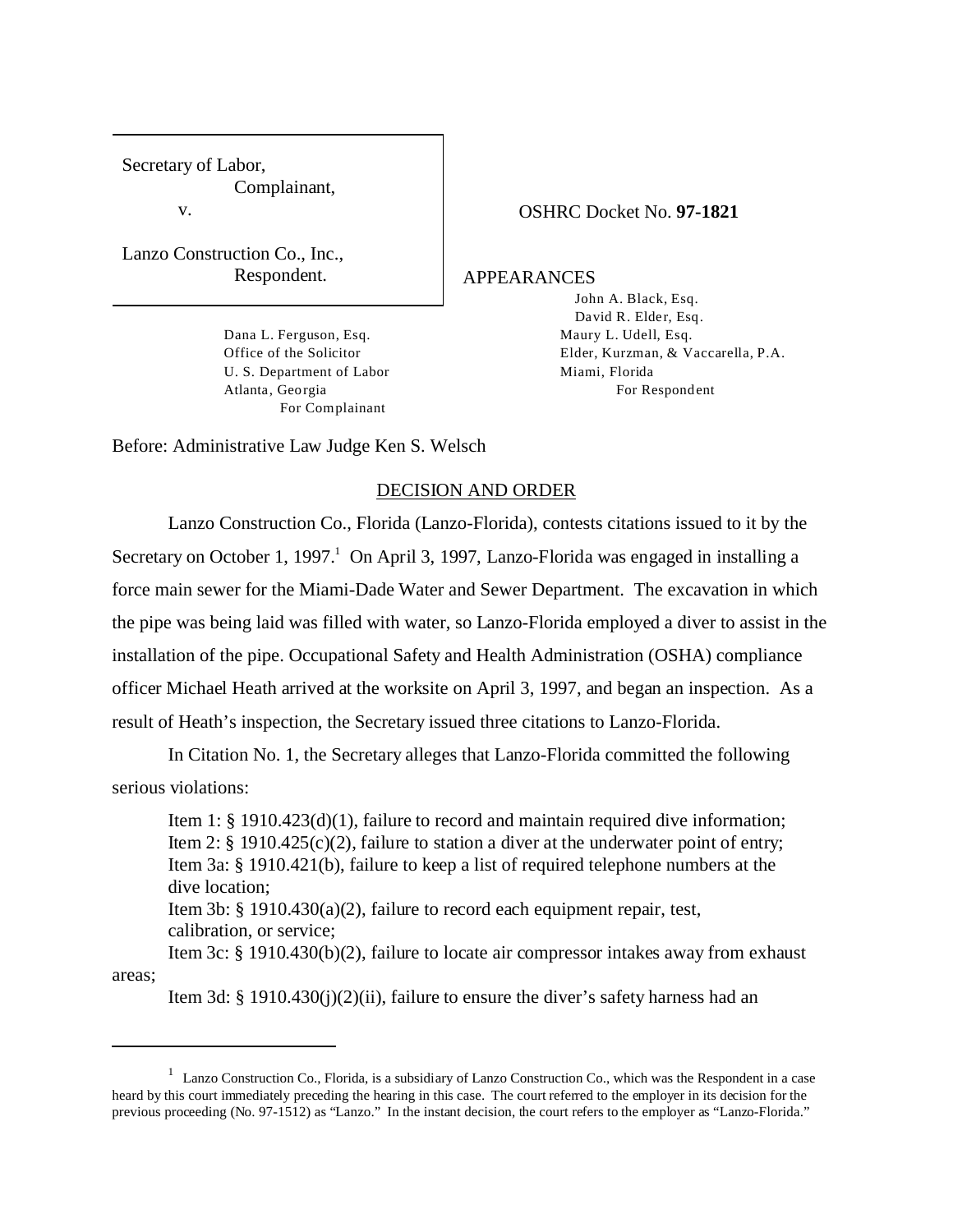Secretary of Labor,
Complainant,
v.

Lanzo Construction Co., Inc.,
Respondent.

OSHRC Docket No. **97-1821**

APPEARANCES

Dana L. Ferguson, Esq.
Office of the Solicitor
U. S. Department of Labor
Atlanta, Georgia
For Complainant

John A. Black, Esq.
David R. Elder, Esq.
Maury L. Udell, Esq.
Elder, Kurzman, & Vaccarella, P.A.
Miami, Florida
For Respondent

Before: Administrative Law Judge Ken S. Welsch

## DECISION AND ORDER

Lanzo Construction Co., Florida (Lanzo-Florida), contests citations issued to it by the Secretary on October 1, 1997.[1] On April 3, 1997, Lanzo-Florida was engaged in installing a force main sewer for the Miami-Dade Water and Sewer Department. The excavation in which the pipe was being laid was filled with water, so Lanzo-Florida employed a diver to assist in the installation of the pipe. Occupational Safety and Health Administration (OSHA) compliance officer Michael Heath arrived at the worksite on April 3, 1997, and began an inspection. As a result of Heath's inspection, the Secretary issued three citations to Lanzo-Florida.

In Citation No. 1, the Secretary alleges that Lanzo-Florida committed the following serious violations:

Item 1: § 1910.423(d)(1), failure to record and maintain required dive information;
Item 2: § 1910.425(c)(2), failure to station a diver at the underwater point of entry;
Item 3a: § 1910.421(b), failure to keep a list of required telephone numbers at the dive location;
Item 3b: § 1910.430(a)(2), failure to record each equipment repair, test, calibration, or service;
Item 3c: § 1910.430(b)(2), failure to locate air compressor intakes away from exhaust areas;
Item 3d: § 1910.430(j)(2)(ii), failure to ensure the diver's safety harness had an

[1] Lanzo Construction Co., Florida, is a subsidiary of Lanzo Construction Co., which was the Respondent in a case heard by this court immediately preceding the hearing in this case. The court referred to the employer in its decision for the previous proceeding (No. 97-1512) as "Lanzo." In the instant decision, the court refers to the employer as "Lanzo-Florida."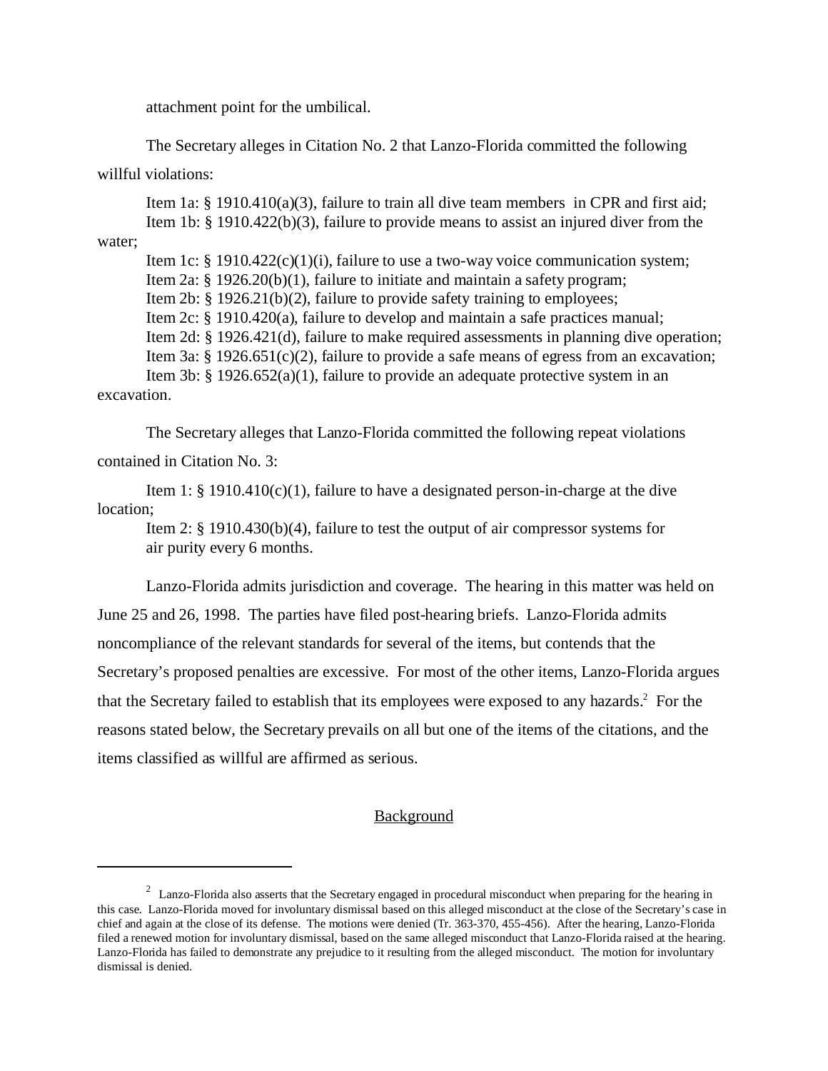attachment point for the umbilical.

The Secretary alleges in Citation No. 2 that Lanzo-Florida committed the following willful violations:

Item 1a: § 1910.410(a)(3), failure to train all dive team members in CPR and first aid;
Item 1b: § 1910.422(b)(3), failure to provide means to assist an injured diver from the water;
Item 1c: § 1910.422(c)(1)(i), failure to use a two-way voice communication system;
Item 2a: § 1926.20(b)(1), failure to initiate and maintain a safety program;
Item 2b: § 1926.21(b)(2), failure to provide safety training to employees;
Item 2c: § 1910.420(a), failure to develop and maintain a safe practices manual;
Item 2d: § 1926.421(d), failure to make required assessments in planning dive operation;
Item 3a: § 1926.651(c)(2), failure to provide a safe means of egress from an excavation;
Item 3b: § 1926.652(a)(1), failure to provide an adequate protective system in an excavation.

The Secretary alleges that Lanzo-Florida committed the following repeat violations contained in Citation No. 3:

Item 1: § 1910.410(c)(1), failure to have a designated person-in-charge at the dive location;
Item 2: § 1910.430(b)(4), failure to test the output of air compressor systems for air purity every 6 months.

Lanzo-Florida admits jurisdiction and coverage. The hearing in this matter was held on June 25 and 26, 1998. The parties have filed post-hearing briefs. Lanzo-Florida admits noncompliance of the relevant standards for several of the items, but contends that the Secretary's proposed penalties are excessive. For most of the other items, Lanzo-Florida argues that the Secretary failed to establish that its employees were exposed to any hazards.[2] For the reasons stated below, the Secretary prevails on all but one of the items of the citations, and the items classified as willful are affirmed as serious.

## Background

[2] Lanzo-Florida also asserts that the Secretary engaged in procedural misconduct when preparing for the hearing in this case. Lanzo-Florida moved for involuntary dismissal based on this alleged misconduct at the close of the Secretary's case in chief and again at the close of its defense. The motions were denied (Tr. 363-370, 455-456). After the hearing, Lanzo-Florida filed a renewed motion for involuntary dismissal, based on the same alleged misconduct that Lanzo-Florida raised at the hearing. Lanzo-Florida has failed to demonstrate any prejudice to it resulting from the alleged misconduct. The motion for involuntary dismissal is denied.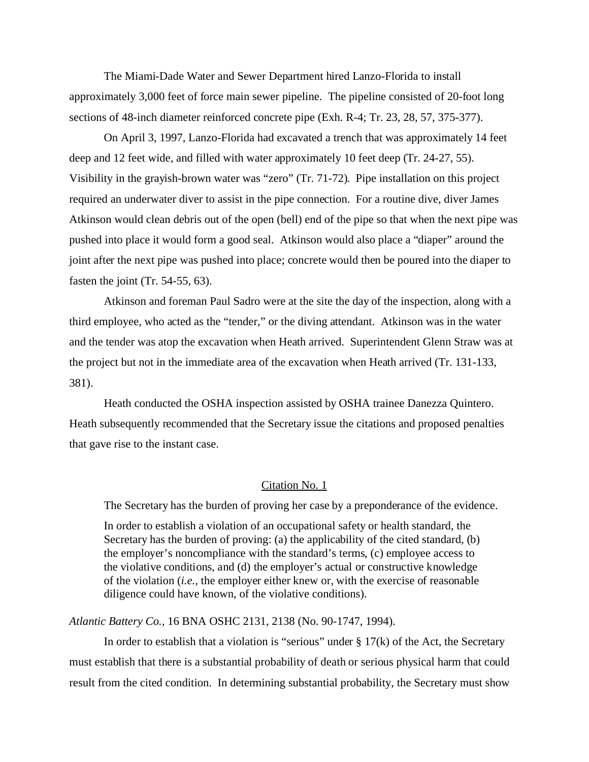The Miami-Dade Water and Sewer Department hired Lanzo-Florida to install approximately 3,000 feet of force main sewer pipeline. The pipeline consisted of 20-foot long sections of 48-inch diameter reinforced concrete pipe (Exh. R-4; Tr. 23, 28, 57, 375-377).

On April 3, 1997, Lanzo-Florida had excavated a trench that was approximately 14 feet deep and 12 feet wide, and filled with water approximately 10 feet deep (Tr. 24-27, 55). Visibility in the grayish-brown water was "zero" (Tr. 71-72). Pipe installation on this project required an underwater diver to assist in the pipe connection. For a routine dive, diver James Atkinson would clean debris out of the open (bell) end of the pipe so that when the next pipe was pushed into place it would form a good seal. Atkinson would also place a "diaper" around the joint after the next pipe was pushed into place; concrete would then be poured into the diaper to fasten the joint (Tr. 54-55, 63).

Atkinson and foreman Paul Sadro were at the site the day of the inspection, along with a third employee, who acted as the "tender," or the diving attendant. Atkinson was in the water and the tender was atop the excavation when Heath arrived. Superintendent Glenn Straw was at the project but not in the immediate area of the excavation when Heath arrived (Tr. 131-133, 381).

Heath conducted the OSHA inspection assisted by OSHA trainee Danezza Quintero. Heath subsequently recommended that the Secretary issue the citations and proposed penalties that gave rise to the instant case.

## Citation No. 1

The Secretary has the burden of proving her case by a preponderance of the evidence.

> In order to establish a violation of an occupational safety or health standard, the Secretary has the burden of proving: (a) the applicability of the cited standard, (b) the employer's noncompliance with the standard's terms, (c) employee access to the violative conditions, and (d) the employer's actual or constructive knowledge of the violation (*i.e.,* the employer either knew or, with the exercise of reasonable diligence could have known, of the violative conditions).

*Atlantic Battery Co.,* 16 BNA OSHC 2131, 2138 (No. 90-1747, 1994).

In order to establish that a violation is "serious" under § 17(k) of the Act, the Secretary must establish that there is a substantial probability of death or serious physical harm that could result from the cited condition. In determining substantial probability, the Secretary must show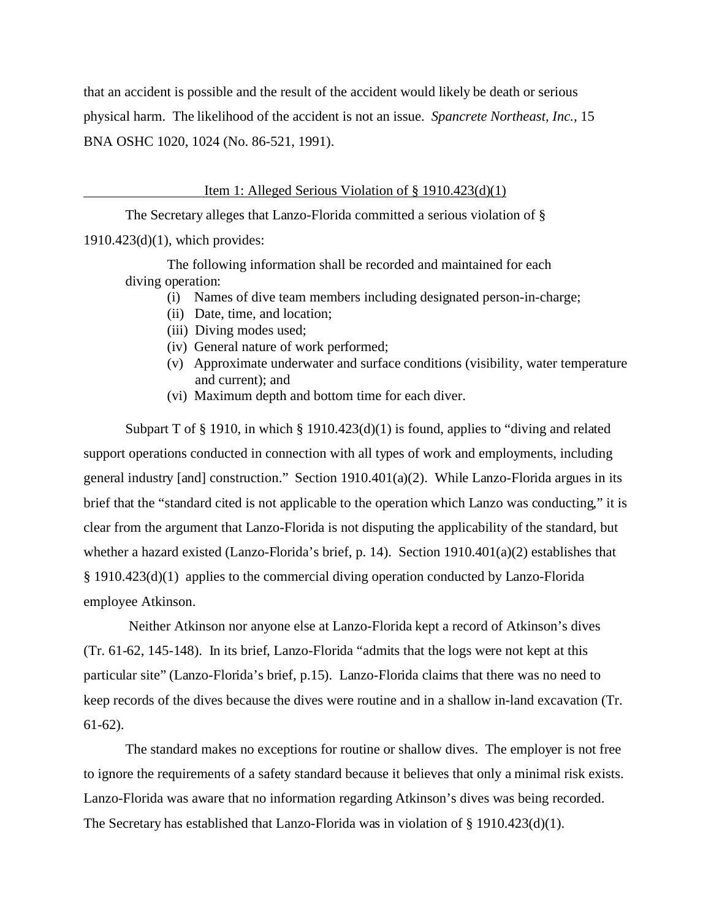that an accident is possible and the result of the accident would likely be death or serious physical harm. The likelihood of the accident is not an issue. *Spancrete Northeast, Inc.*, 15 BNA OSHC 1020, 1024 (No. 86-521, 1991).

## Item 1: Alleged Serious Violation of § 1910.423(d)(1)

The Secretary alleges that Lanzo-Florida committed a serious violation of § 1910.423(d)(1), which provides:

> The following information shall be recorded and maintained for each diving operation:
> (i) Names of dive team members including designated person-in-charge;
> (ii) Date, time, and location;
> (iii) Diving modes used;
> (iv) General nature of work performed;
> (v) Approximate underwater and surface conditions (visibility, water temperature and current); and
> (vi) Maximum depth and bottom time for each diver.

Subpart T of § 1910, in which § 1910.423(d)(1) is found, applies to "diving and related support operations conducted in connection with all types of work and employments, including general industry [and] construction." Section 1910.401(a)(2). While Lanzo-Florida argues in its brief that the "standard cited is not applicable to the operation which Lanzo was conducting," it is clear from the argument that Lanzo-Florida is not disputing the applicability of the standard, but whether a hazard existed (Lanzo-Florida's brief, p. 14). Section 1910.401(a)(2) establishes that § 1910.423(d)(1) applies to the commercial diving operation conducted by Lanzo-Florida employee Atkinson.

Neither Atkinson nor anyone else at Lanzo-Florida kept a record of Atkinson's dives (Tr. 61-62, 145-148). In its brief, Lanzo-Florida "admits that the logs were not kept at this particular site" (Lanzo-Florida's brief, p.15). Lanzo-Florida claims that there was no need to keep records of the dives because the dives were routine and in a shallow in-land excavation (Tr. 61-62).

The standard makes no exceptions for routine or shallow dives. The employer is not free to ignore the requirements of a safety standard because it believes that only a minimal risk exists. Lanzo-Florida was aware that no information regarding Atkinson's dives was being recorded. The Secretary has established that Lanzo-Florida was in violation of § 1910.423(d)(1).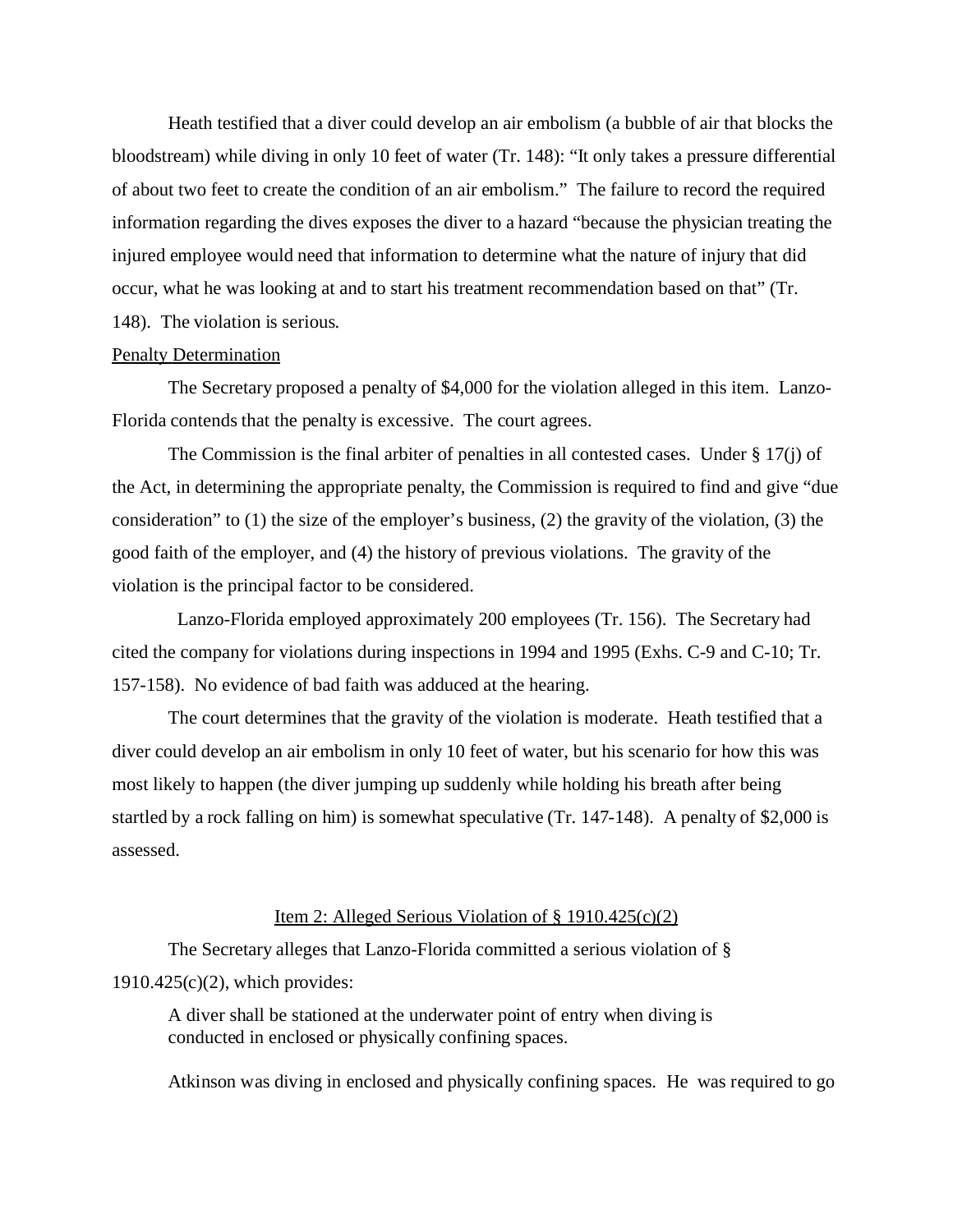Heath testified that a diver could develop an air embolism (a bubble of air that blocks the bloodstream) while diving in only 10 feet of water (Tr. 148): "It only takes a pressure differential of about two feet to create the condition of an air embolism." The failure to record the required information regarding the dives exposes the diver to a hazard "because the physician treating the injured employee would need that information to determine what the nature of injury that did occur, what he was looking at and to start his treatment recommendation based on that" (Tr. 148). The violation is serious.

Penalty Determination

The Secretary proposed a penalty of $4,000 for the violation alleged in this item. Lanzo-Florida contends that the penalty is excessive. The court agrees.

The Commission is the final arbiter of penalties in all contested cases. Under § 17(j) of the Act, in determining the appropriate penalty, the Commission is required to find and give "due consideration" to (1) the size of the employer's business, (2) the gravity of the violation, (3) the good faith of the employer, and (4) the history of previous violations. The gravity of the violation is the principal factor to be considered.

Lanzo-Florida employed approximately 200 employees (Tr. 156). The Secretary had cited the company for violations during inspections in 1994 and 1995 (Exhs. C-9 and C-10; Tr. 157-158). No evidence of bad faith was adduced at the hearing.

The court determines that the gravity of the violation is moderate. Heath testified that a diver could develop an air embolism in only 10 feet of water, but his scenario for how this was most likely to happen (the diver jumping up suddenly while holding his breath after being startled by a rock falling on him) is somewhat speculative (Tr. 147-148). A penalty of $2,000 is assessed.

Item 2: Alleged Serious Violation of § 1910.425(c)(2)

The Secretary alleges that Lanzo-Florida committed a serious violation of § 1910.425(c)(2), which provides:

> A diver shall be stationed at the underwater point of entry when diving is conducted in enclosed or physically confining spaces.

Atkinson was diving in enclosed and physically confining spaces. He was required to go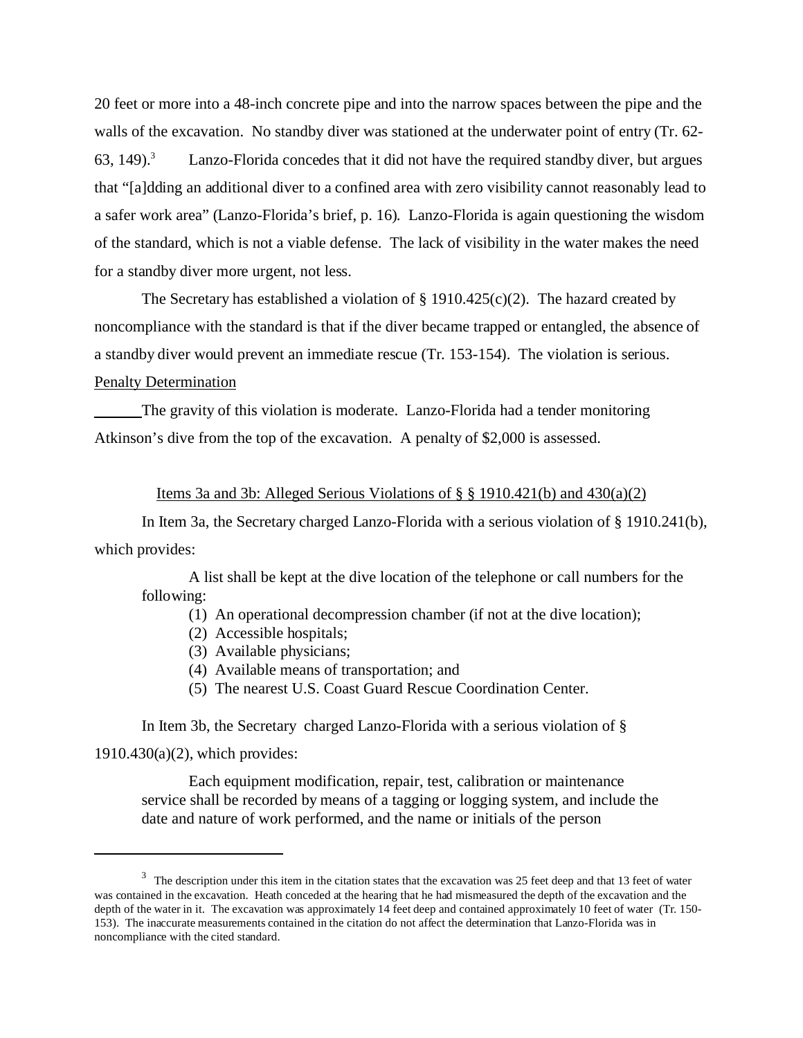20 feet or more into a 48-inch concrete pipe and into the narrow spaces between the pipe and the walls of the excavation. No standby diver was stationed at the underwater point of entry (Tr. 62-63, 149).[3] Lanzo-Florida concedes that it did not have the required standby diver, but argues that "[a]dding an additional diver to a confined area with zero visibility cannot reasonably lead to a safer work area" (Lanzo-Florida's brief, p. 16). Lanzo-Florida is again questioning the wisdom of the standard, which is not a viable defense. The lack of visibility in the water makes the need for a standby diver more urgent, not less.

The Secretary has established a violation of § 1910.425(c)(2). The hazard created by noncompliance with the standard is that if the diver became trapped or entangled, the absence of a standby diver would prevent an immediate rescue (Tr. 153-154). The violation is serious.

Penalty Determination

The gravity of this violation is moderate. Lanzo-Florida had a tender monitoring Atkinson's dive from the top of the excavation. A penalty of $2,000 is assessed.

Items 3a and 3b: Alleged Serious Violations of § § 1910.421(b) and 430(a)(2)

In Item 3a, the Secretary charged Lanzo-Florida with a serious violation of § 1910.241(b), which provides:

> A list shall be kept at the dive location of the telephone or call numbers for the following:
>
> (1) An operational decompression chamber (if not at the dive location);
> (2) Accessible hospitals;
> (3) Available physicians;
> (4) Available means of transportation; and
> (5) The nearest U.S. Coast Guard Rescue Coordination Center.

In Item 3b, the Secretary charged Lanzo-Florida with a serious violation of § 1910.430(a)(2), which provides:

> Each equipment modification, repair, test, calibration or maintenance service shall be recorded by means of a tagging or logging system, and include the date and nature of work performed, and the name or initials of the person

[3] The description under this item in the citation states that the excavation was 25 feet deep and that 13 feet of water was contained in the excavation. Heath conceded at the hearing that he had mismeasured the depth of the excavation and the depth of the water in it. The excavation was approximately 14 feet deep and contained approximately 10 feet of water (Tr. 150-153). The inaccurate measurements contained in the citation do not affect the determination that Lanzo-Florida was in noncompliance with the cited standard.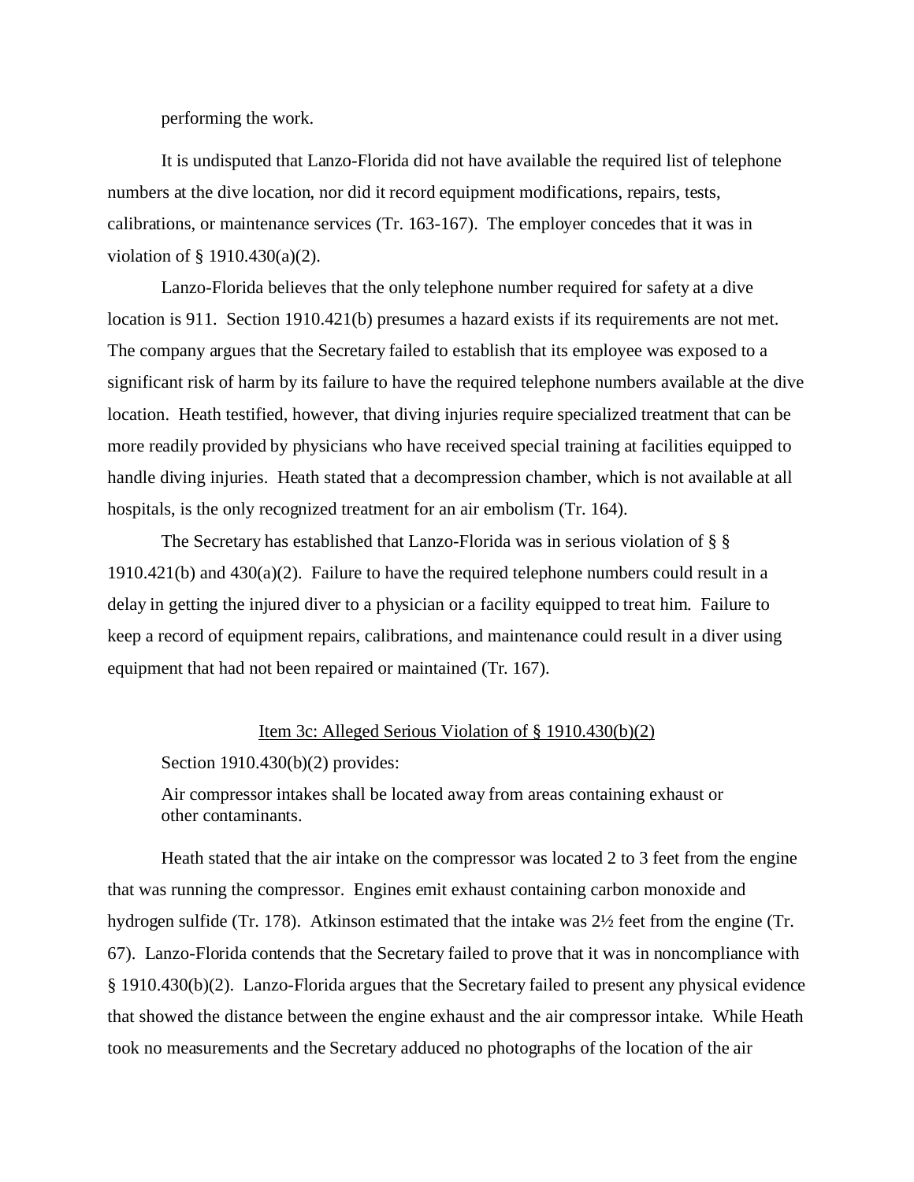performing the work.

It is undisputed that Lanzo-Florida did not have available the required list of telephone numbers at the dive location, nor did it record equipment modifications, repairs, tests, calibrations, or maintenance services (Tr. 163-167). The employer concedes that it was in violation of § 1910.430(a)(2).

Lanzo-Florida believes that the only telephone number required for safety at a dive location is 911. Section 1910.421(b) presumes a hazard exists if its requirements are not met. The company argues that the Secretary failed to establish that its employee was exposed to a significant risk of harm by its failure to have the required telephone numbers available at the dive location. Heath testified, however, that diving injuries require specialized treatment that can be more readily provided by physicians who have received special training at facilities equipped to handle diving injuries. Heath stated that a decompression chamber, which is not available at all hospitals, is the only recognized treatment for an air embolism (Tr. 164).

The Secretary has established that Lanzo-Florida was in serious violation of § § 1910.421(b) and 430(a)(2). Failure to have the required telephone numbers could result in a delay in getting the injured diver to a physician or a facility equipped to treat him. Failure to keep a record of equipment repairs, calibrations, and maintenance could result in a diver using equipment that had not been repaired or maintained (Tr. 167).

<u>Item 3c: Alleged Serious Violation of § 1910.430(b)(2)</u>

Section 1910.430(b)(2) provides:

> Air compressor intakes shall be located away from areas containing exhaust or other contaminants.

Heath stated that the air intake on the compressor was located 2 to 3 feet from the engine that was running the compressor. Engines emit exhaust containing carbon monoxide and hydrogen sulfide (Tr. 178). Atkinson estimated that the intake was 2½ feet from the engine (Tr. 67). Lanzo-Florida contends that the Secretary failed to prove that it was in noncompliance with § 1910.430(b)(2). Lanzo-Florida argues that the Secretary failed to present any physical evidence that showed the distance between the engine exhaust and the air compressor intake. While Heath took no measurements and the Secretary adduced no photographs of the location of the air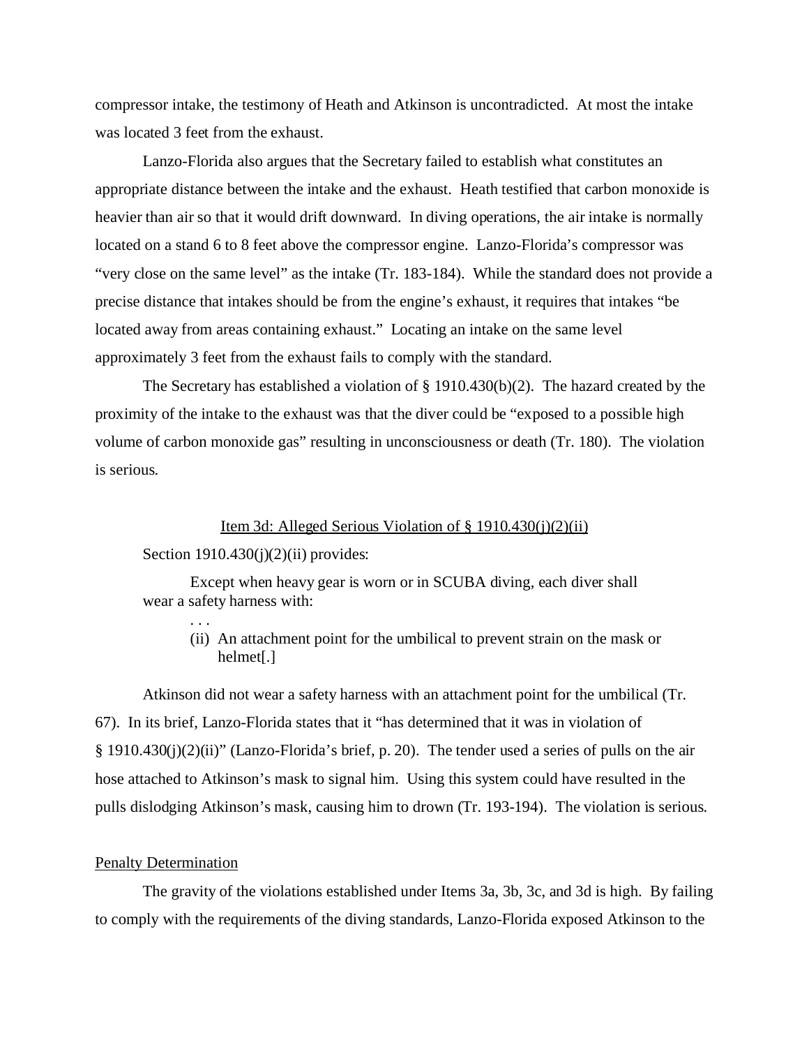compressor intake, the testimony of Heath and Atkinson is uncontradicted. At most the intake was located 3 feet from the exhaust.

Lanzo-Florida also argues that the Secretary failed to establish what constitutes an appropriate distance between the intake and the exhaust. Heath testified that carbon monoxide is heavier than air so that it would drift downward. In diving operations, the air intake is normally located on a stand 6 to 8 feet above the compressor engine. Lanzo-Florida's compressor was "very close on the same level" as the intake (Tr. 183-184). While the standard does not provide a precise distance that intakes should be from the engine's exhaust, it requires that intakes "be located away from areas containing exhaust." Locating an intake on the same level approximately 3 feet from the exhaust fails to comply with the standard.

The Secretary has established a violation of § 1910.430(b)(2). The hazard created by the proximity of the intake to the exhaust was that the diver could be "exposed to a possible high volume of carbon monoxide gas" resulting in unconsciousness or death (Tr. 180). The violation is serious.

<u>Item 3d: Alleged Serious Violation of § 1910.430(j)(2)(ii)</u>

Section 1910.430(j)(2)(ii) provides:

> Except when heavy gear is worn or in SCUBA diving, each diver shall wear a safety harness with:
>
> . . .
>
> (ii) An attachment point for the umbilical to prevent strain on the mask or helmet[.]

Atkinson did not wear a safety harness with an attachment point for the umbilical (Tr. 67). In its brief, Lanzo-Florida states that it "has determined that it was in violation of § 1910.430(j)(2)(ii)" (Lanzo-Florida's brief, p. 20). The tender used a series of pulls on the air hose attached to Atkinson's mask to signal him. Using this system could have resulted in the pulls dislodging Atkinson's mask, causing him to drown (Tr. 193-194). The violation is serious.

<u>Penalty Determination</u>

The gravity of the violations established under Items 3a, 3b, 3c, and 3d is high. By failing to comply with the requirements of the diving standards, Lanzo-Florida exposed Atkinson to the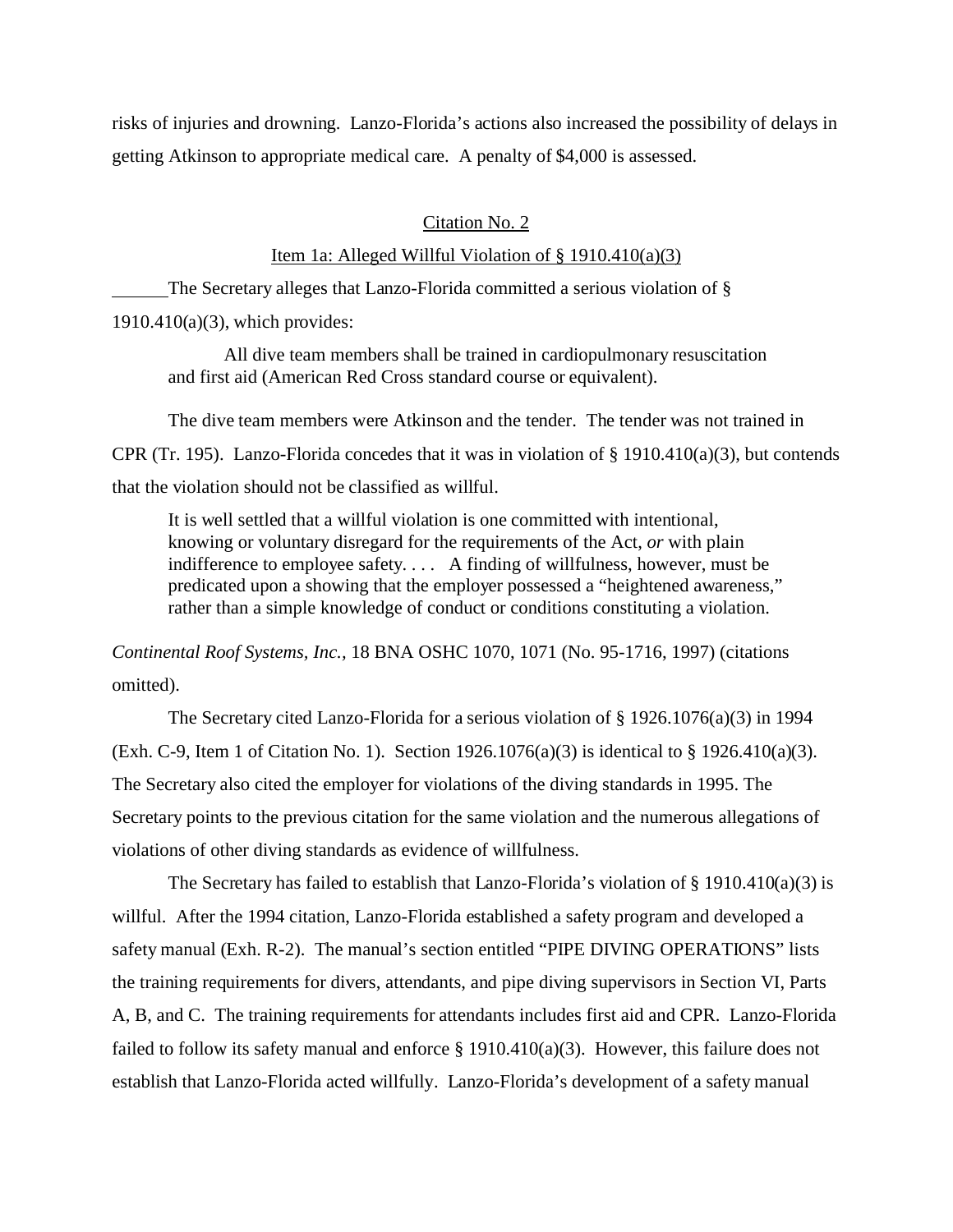risks of injuries and drowning. Lanzo-Florida's actions also increased the possibility of delays in getting Atkinson to appropriate medical care. A penalty of $4,000 is assessed.

<u>Citation No. 2</u>

<u>Item 1a: Alleged Willful Violation of § 1910.410(a)(3)</u>

The Secretary alleges that Lanzo-Florida committed a serious violation of § 1910.410(a)(3), which provides:

> All dive team members shall be trained in cardiopulmonary resuscitation and first aid (American Red Cross standard course or equivalent).

The dive team members were Atkinson and the tender. The tender was not trained in CPR (Tr. 195). Lanzo-Florida concedes that it was in violation of § 1910.410(a)(3), but contends that the violation should not be classified as willful.

> It is well settled that a willful violation is one committed with intentional, knowing or voluntary disregard for the requirements of the Act, *or* with plain indifference to employee safety. . . . A finding of willfulness, however, must be predicated upon a showing that the employer possessed a "heightened awareness," rather than a simple knowledge of conduct or conditions constituting a violation.

*Continental Roof Systems, Inc.*, 18 BNA OSHC 1070, 1071 (No. 95-1716, 1997) (citations omitted).

The Secretary cited Lanzo-Florida for a serious violation of § 1926.1076(a)(3) in 1994 (Exh. C-9, Item 1 of Citation No. 1). Section 1926.1076(a)(3) is identical to § 1926.410(a)(3). The Secretary also cited the employer for violations of the diving standards in 1995. The Secretary points to the previous citation for the same violation and the numerous allegations of violations of other diving standards as evidence of willfulness.

The Secretary has failed to establish that Lanzo-Florida's violation of § 1910.410(a)(3) is willful. After the 1994 citation, Lanzo-Florida established a safety program and developed a safety manual (Exh. R-2). The manual's section entitled "PIPE DIVING OPERATIONS" lists the training requirements for divers, attendants, and pipe diving supervisors in Section VI, Parts A, B, and C. The training requirements for attendants includes first aid and CPR. Lanzo-Florida failed to follow its safety manual and enforce § 1910.410(a)(3). However, this failure does not establish that Lanzo-Florida acted willfully. Lanzo-Florida's development of a safety manual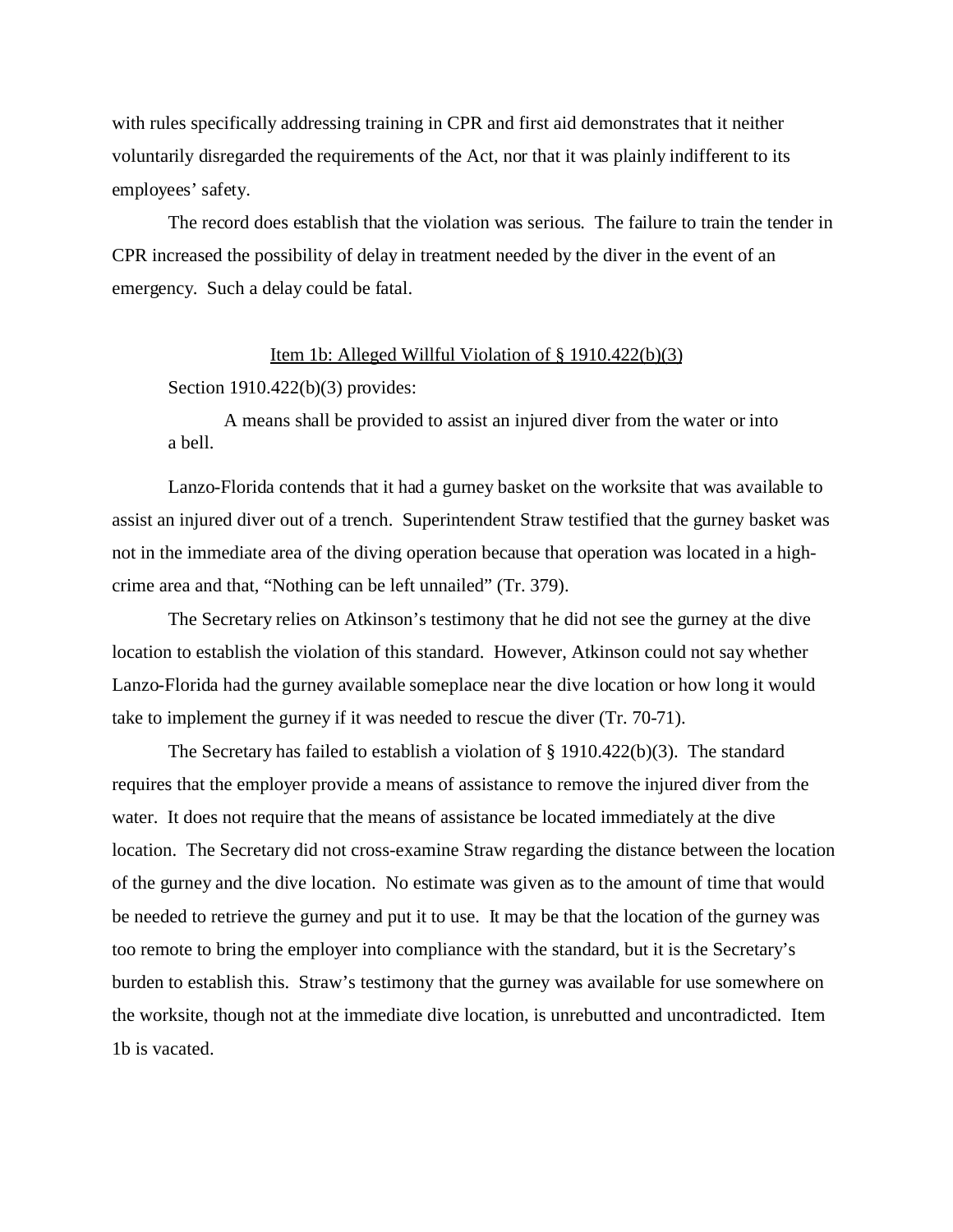with rules specifically addressing training in CPR and first aid demonstrates that it neither voluntarily disregarded the requirements of the Act, nor that it was plainly indifferent to its employees' safety.

The record does establish that the violation was serious. The failure to train the tender in CPR increased the possibility of delay in treatment needed by the diver in the event of an emergency. Such a delay could be fatal.

<u>Item 1b: Alleged Willful Violation of § 1910.422(b)(3)</u>

Section 1910.422(b)(3) provides:

> A means shall be provided to assist an injured diver from the water or into a bell.

Lanzo-Florida contends that it had a gurney basket on the worksite that was available to assist an injured diver out of a trench. Superintendent Straw testified that the gurney basket was not in the immediate area of the diving operation because that operation was located in a high-crime area and that, "Nothing can be left unnailed" (Tr. 379).

The Secretary relies on Atkinson's testimony that he did not see the gurney at the dive location to establish the violation of this standard. However, Atkinson could not say whether Lanzo-Florida had the gurney available someplace near the dive location or how long it would take to implement the gurney if it was needed to rescue the diver (Tr. 70-71).

The Secretary has failed to establish a violation of § 1910.422(b)(3). The standard requires that the employer provide a means of assistance to remove the injured diver from the water. It does not require that the means of assistance be located immediately at the dive location. The Secretary did not cross-examine Straw regarding the distance between the location of the gurney and the dive location. No estimate was given as to the amount of time that would be needed to retrieve the gurney and put it to use. It may be that the location of the gurney was too remote to bring the employer into compliance with the standard, but it is the Secretary's burden to establish this. Straw's testimony that the gurney was available for use somewhere on the worksite, though not at the immediate dive location, is unrebutted and uncontradicted. Item 1b is vacated.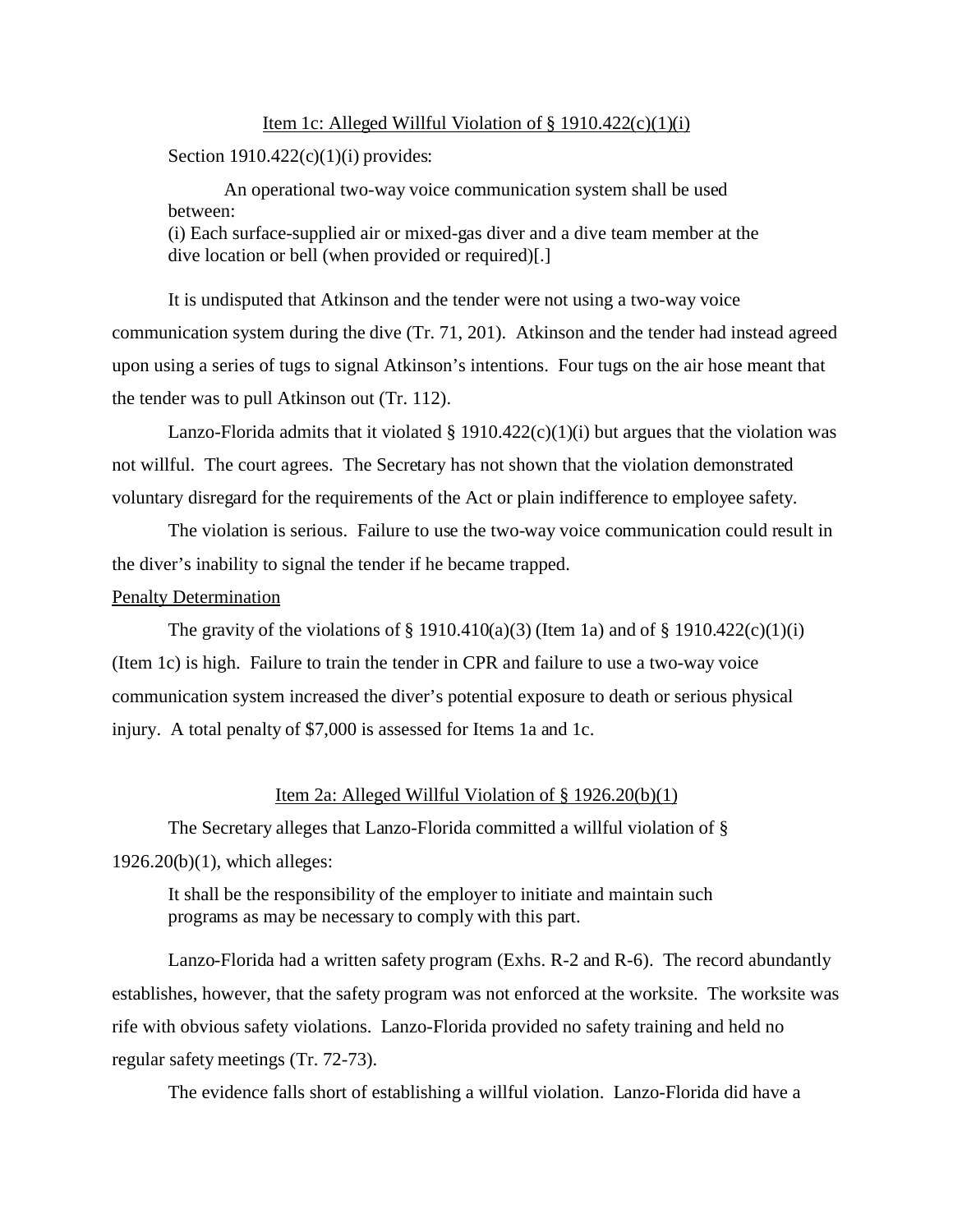Item 1c: Alleged Willful Violation of § 1910.422(c)(1)(i)

Section 1910.422(c)(1)(i) provides:

> An operational two-way voice communication system shall be used between:
> (i) Each surface-supplied air or mixed-gas diver and a dive team member at the dive location or bell (when provided or required)[.]

It is undisputed that Atkinson and the tender were not using a two-way voice communication system during the dive (Tr. 71, 201). Atkinson and the tender had instead agreed upon using a series of tugs to signal Atkinson's intentions. Four tugs on the air hose meant that the tender was to pull Atkinson out (Tr. 112).

Lanzo-Florida admits that it violated § 1910.422(c)(1)(i) but argues that the violation was not willful. The court agrees. The Secretary has not shown that the violation demonstrated voluntary disregard for the requirements of the Act or plain indifference to employee safety.

The violation is serious. Failure to use the two-way voice communication could result in the diver's inability to signal the tender if he became trapped.

Penalty Determination

The gravity of the violations of § 1910.410(a)(3) (Item 1a) and of § 1910.422(c)(1)(i) (Item 1c) is high. Failure to train the tender in CPR and failure to use a two-way voice communication system increased the diver's potential exposure to death or serious physical injury. A total penalty of $7,000 is assessed for Items 1a and 1c.

Item 2a: Alleged Willful Violation of § 1926.20(b)(1)

The Secretary alleges that Lanzo-Florida committed a willful violation of § 1926.20(b)(1), which alleges:

> It shall be the responsibility of the employer to initiate and maintain such programs as may be necessary to comply with this part.

Lanzo-Florida had a written safety program (Exhs. R-2 and R-6). The record abundantly establishes, however, that the safety program was not enforced at the worksite. The worksite was rife with obvious safety violations. Lanzo-Florida provided no safety training and held no regular safety meetings (Tr. 72-73).

The evidence falls short of establishing a willful violation. Lanzo-Florida did have a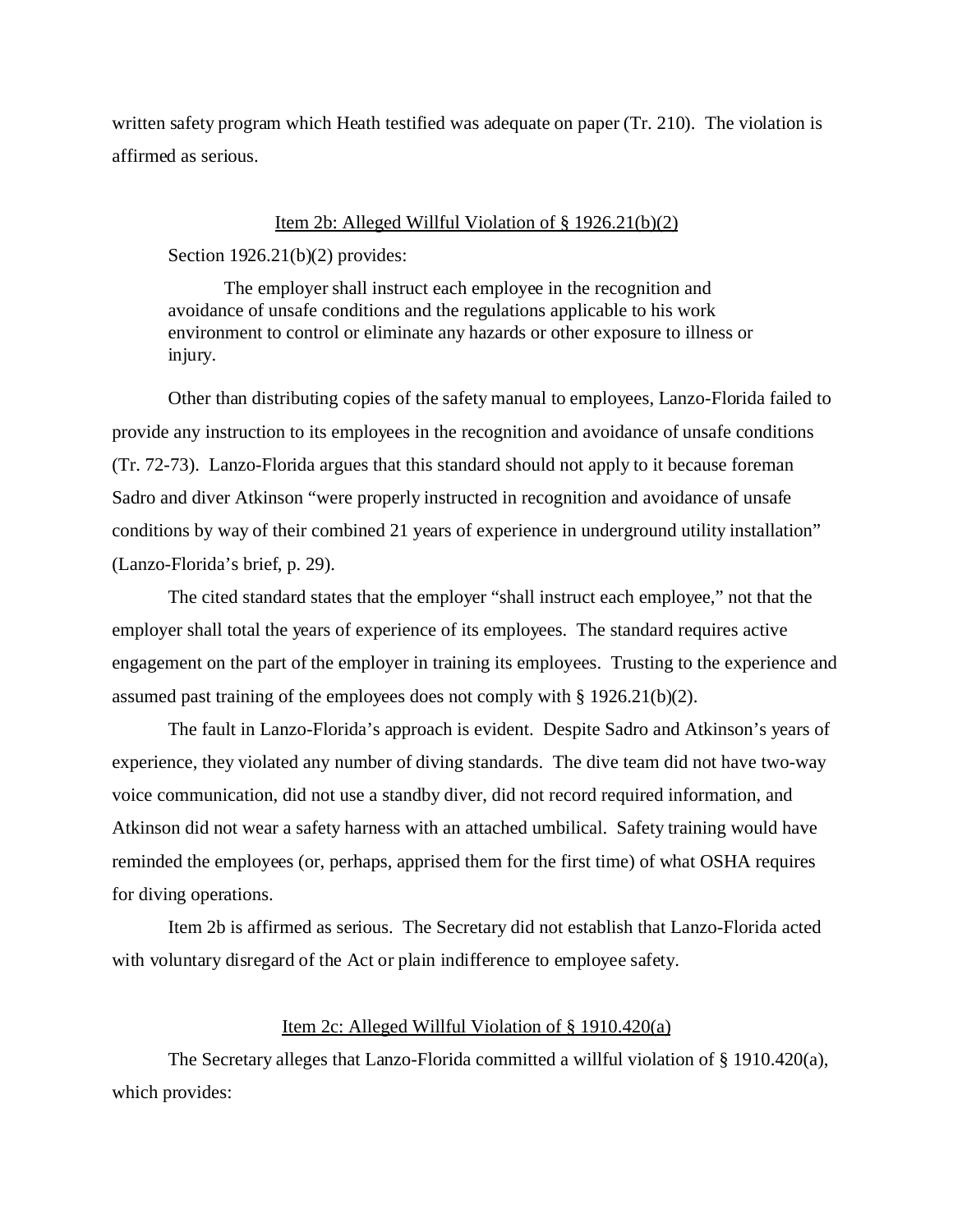written safety program which Heath testified was adequate on paper (Tr. 210). The violation is affirmed as serious.

<u>Item 2b: Alleged Willful Violation of § 1926.21(b)(2)</u>

Section 1926.21(b)(2) provides:

> The employer shall instruct each employee in the recognition and avoidance of unsafe conditions and the regulations applicable to his work environment to control or eliminate any hazards or other exposure to illness or injury.

Other than distributing copies of the safety manual to employees, Lanzo-Florida failed to provide any instruction to its employees in the recognition and avoidance of unsafe conditions (Tr. 72-73). Lanzo-Florida argues that this standard should not apply to it because foreman Sadro and diver Atkinson "were properly instructed in recognition and avoidance of unsafe conditions by way of their combined 21 years of experience in underground utility installation" (Lanzo-Florida's brief, p. 29).

The cited standard states that the employer "shall instruct each employee," not that the employer shall total the years of experience of its employees. The standard requires active engagement on the part of the employer in training its employees. Trusting to the experience and assumed past training of the employees does not comply with § 1926.21(b)(2).

The fault in Lanzo-Florida's approach is evident. Despite Sadro and Atkinson's years of experience, they violated any number of diving standards. The dive team did not have two-way voice communication, did not use a standby diver, did not record required information, and Atkinson did not wear a safety harness with an attached umbilical. Safety training would have reminded the employees (or, perhaps, apprised them for the first time) of what OSHA requires for diving operations.

Item 2b is affirmed as serious. The Secretary did not establish that Lanzo-Florida acted with voluntary disregard of the Act or plain indifference to employee safety.

<u>Item 2c: Alleged Willful Violation of § 1910.420(a)</u>

The Secretary alleges that Lanzo-Florida committed a willful violation of § 1910.420(a), which provides: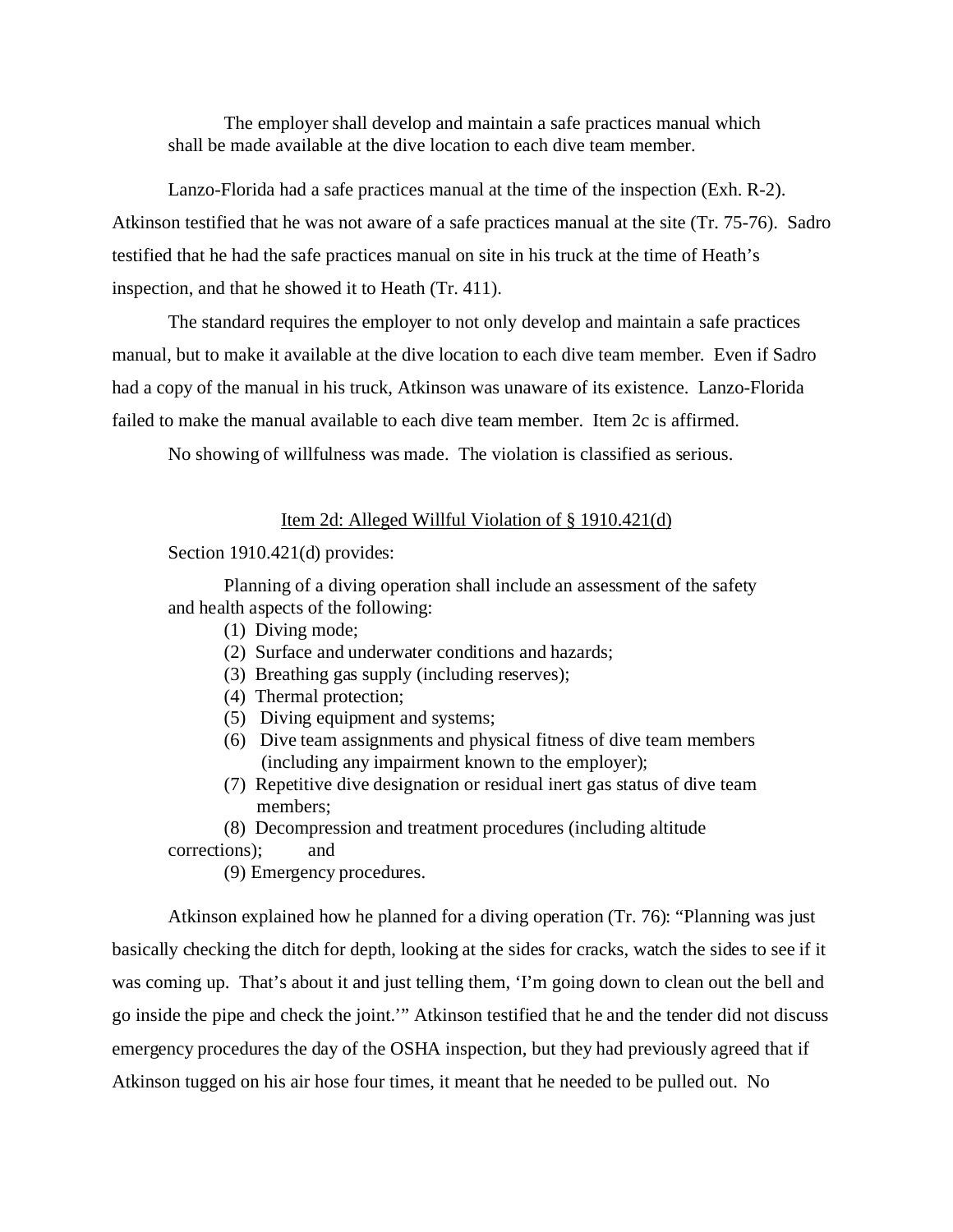> The employer shall develop and maintain a safe practices manual which shall be made available at the dive location to each dive team member.

Lanzo-Florida had a safe practices manual at the time of the inspection (Exh. R-2). Atkinson testified that he was not aware of a safe practices manual at the site (Tr. 75-76). Sadro testified that he had the safe practices manual on site in his truck at the time of Heath's inspection, and that he showed it to Heath (Tr. 411).

The standard requires the employer to not only develop and maintain a safe practices manual, but to make it available at the dive location to each dive team member. Even if Sadro had a copy of the manual in his truck, Atkinson was unaware of its existence. Lanzo-Florida failed to make the manual available to each dive team member. Item 2c is affirmed.

No showing of willfulness was made. The violation is classified as serious.

<u>Item 2d: Alleged Willful Violation of § 1910.421(d)</u>

Section 1910.421(d) provides:

> Planning of a diving operation shall include an assessment of the safety and health aspects of the following:
>
> (1) Diving mode;
> (2) Surface and underwater conditions and hazards;
> (3) Breathing gas supply (including reserves);
> (4) Thermal protection;
> (5) Diving equipment and systems;
> (6) Dive team assignments and physical fitness of dive team members (including any impairment known to the employer);
> (7) Repetitive dive designation or residual inert gas status of dive team members;
> (8) Decompression and treatment procedures (including altitude corrections); and
> (9) Emergency procedures.

Atkinson explained how he planned for a diving operation (Tr. 76): "Planning was just basically checking the ditch for depth, looking at the sides for cracks, watch the sides to see if it was coming up. That's about it and just telling them, 'I'm going down to clean out the bell and go inside the pipe and check the joint.'" Atkinson testified that he and the tender did not discuss emergency procedures the day of the OSHA inspection, but they had previously agreed that if Atkinson tugged on his air hose four times, it meant that he needed to be pulled out. No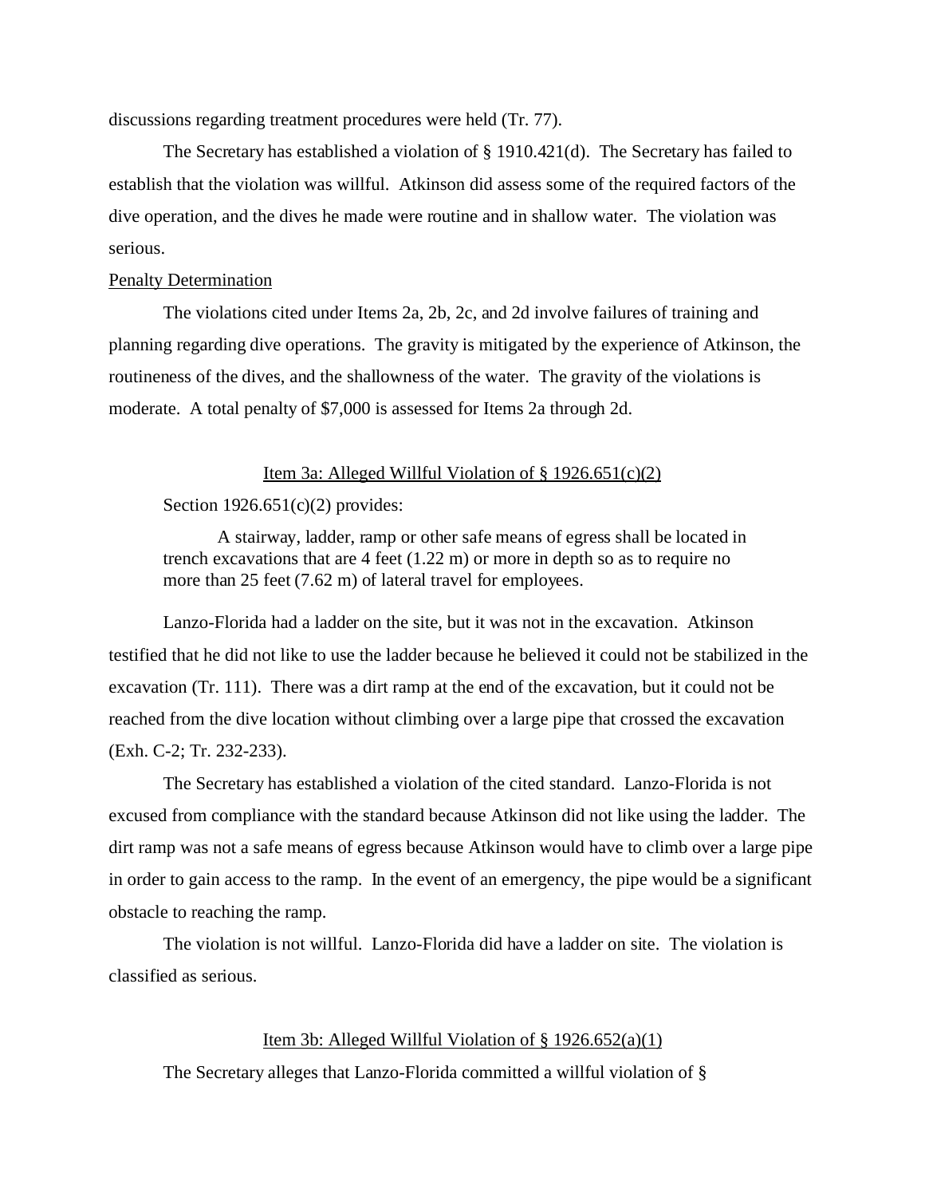discussions regarding treatment procedures were held (Tr. 77).

The Secretary has established a violation of § 1910.421(d). The Secretary has failed to establish that the violation was willful. Atkinson did assess some of the required factors of the dive operation, and the dives he made were routine and in shallow water. The violation was serious.

Penalty Determination

The violations cited under Items 2a, 2b, 2c, and 2d involve failures of training and planning regarding dive operations. The gravity is mitigated by the experience of Atkinson, the routineness of the dives, and the shallowness of the water. The gravity of the violations is moderate. A total penalty of $7,000 is assessed for Items 2a through 2d.

### Item 3a: Alleged Willful Violation of § 1926.651(c)(2)

Section 1926.651(c)(2) provides:

> A stairway, ladder, ramp or other safe means of egress shall be located in trench excavations that are 4 feet (1.22 m) or more in depth so as to require no more than 25 feet (7.62 m) of lateral travel for employees.

Lanzo-Florida had a ladder on the site, but it was not in the excavation. Atkinson testified that he did not like to use the ladder because he believed it could not be stabilized in the excavation (Tr. 111). There was a dirt ramp at the end of the excavation, but it could not be reached from the dive location without climbing over a large pipe that crossed the excavation (Exh. C-2; Tr. 232-233).

The Secretary has established a violation of the cited standard. Lanzo-Florida is not excused from compliance with the standard because Atkinson did not like using the ladder. The dirt ramp was not a safe means of egress because Atkinson would have to climb over a large pipe in order to gain access to the ramp. In the event of an emergency, the pipe would be a significant obstacle to reaching the ramp.

The violation is not willful. Lanzo-Florida did have a ladder on site. The violation is classified as serious.

### Item 3b: Alleged Willful Violation of § 1926.652(a)(1)

The Secretary alleges that Lanzo-Florida committed a willful violation of §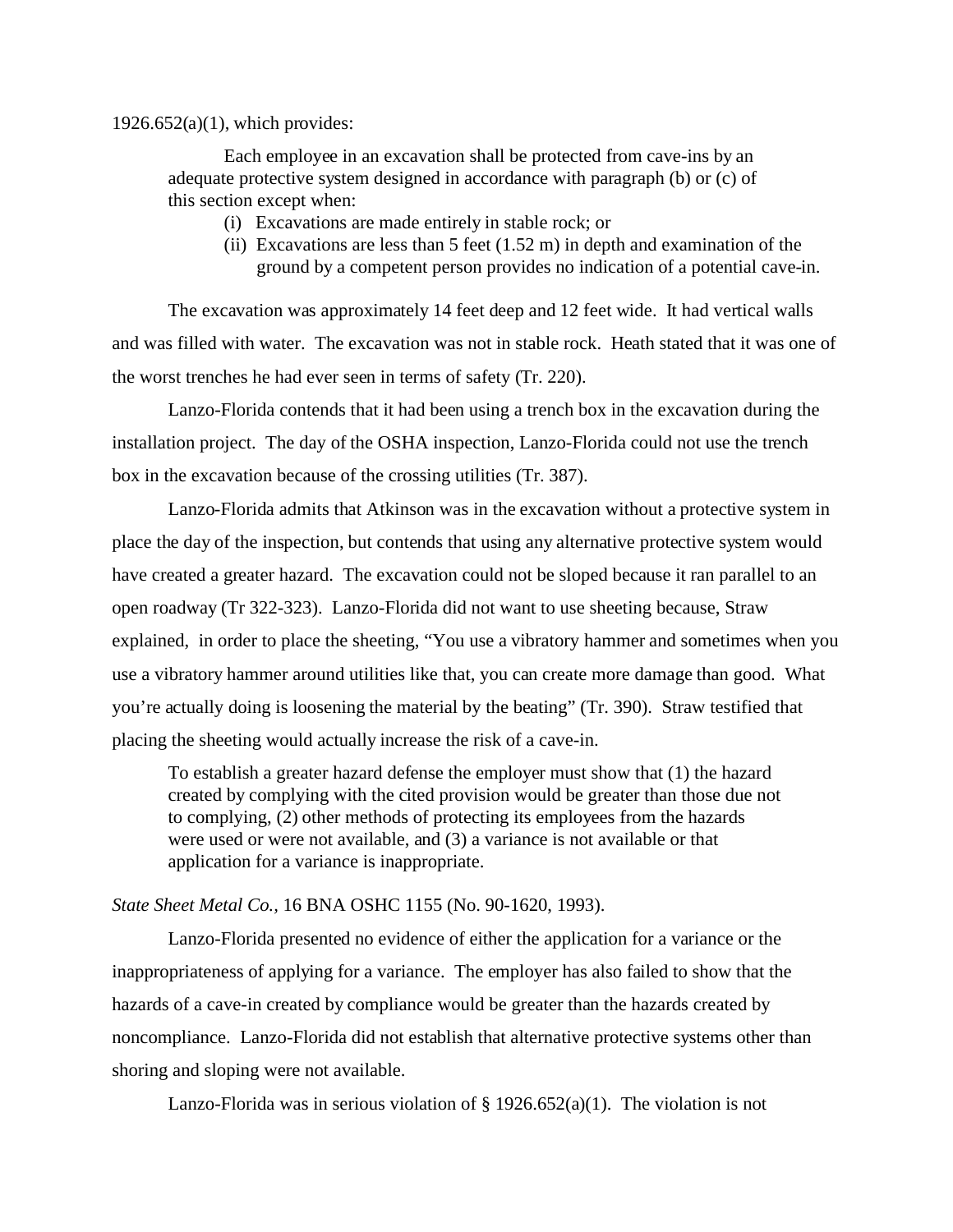1926.652(a)(1), which provides:

> Each employee in an excavation shall be protected from cave-ins by an adequate protective system designed in accordance with paragraph (b) or (c) of this section except when:
>
> (i) Excavations are made entirely in stable rock; or
>
> (ii) Excavations are less than 5 feet (1.52 m) in depth and examination of the ground by a competent person provides no indication of a potential cave-in.

The excavation was approximately 14 feet deep and 12 feet wide. It had vertical walls and was filled with water. The excavation was not in stable rock. Heath stated that it was one of the worst trenches he had ever seen in terms of safety (Tr. 220).

Lanzo-Florida contends that it had been using a trench box in the excavation during the installation project. The day of the OSHA inspection, Lanzo-Florida could not use the trench box in the excavation because of the crossing utilities (Tr. 387).

Lanzo-Florida admits that Atkinson was in the excavation without a protective system in place the day of the inspection, but contends that using any alternative protective system would have created a greater hazard. The excavation could not be sloped because it ran parallel to an open roadway (Tr 322-323). Lanzo-Florida did not want to use sheeting because, Straw explained, in order to place the sheeting, "You use a vibratory hammer and sometimes when you use a vibratory hammer around utilities like that, you can create more damage than good. What you're actually doing is loosening the material by the beating" (Tr. 390). Straw testified that placing the sheeting would actually increase the risk of a cave-in.

> To establish a greater hazard defense the employer must show that (1) the hazard created by complying with the cited provision would be greater than those due not to complying, (2) other methods of protecting its employees from the hazards were used or were not available, and (3) a variance is not available or that application for a variance is inappropriate.

*State Sheet Metal Co.,* 16 BNA OSHC 1155 (No. 90-1620, 1993).

Lanzo-Florida presented no evidence of either the application for a variance or the inappropriateness of applying for a variance. The employer has also failed to show that the hazards of a cave-in created by compliance would be greater than the hazards created by noncompliance. Lanzo-Florida did not establish that alternative protective systems other than shoring and sloping were not available.

Lanzo-Florida was in serious violation of § 1926.652(a)(1). The violation is not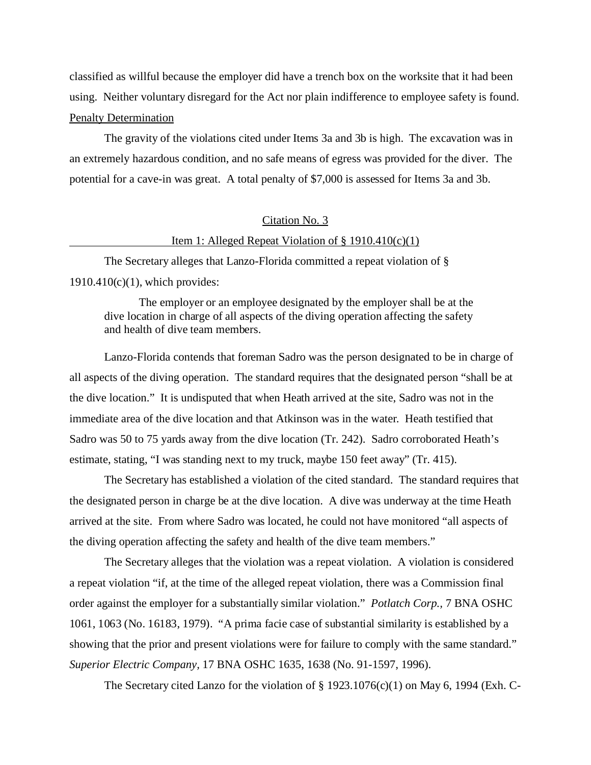classified as willful because the employer did have a trench box on the worksite that it had been using. Neither voluntary disregard for the Act nor plain indifference to employee safety is found.

Penalty Determination

The gravity of the violations cited under Items 3a and 3b is high. The excavation was in an extremely hazardous condition, and no safe means of egress was provided for the diver. The potential for a cave-in was great. A total penalty of $7,000 is assessed for Items 3a and 3b.

Citation No. 3

Item 1: Alleged Repeat Violation of § 1910.410(c)(1)

The Secretary alleges that Lanzo-Florida committed a repeat violation of § 1910.410(c)(1), which provides:

> The employer or an employee designated by the employer shall be at the dive location in charge of all aspects of the diving operation affecting the safety and health of dive team members.

Lanzo-Florida contends that foreman Sadro was the person designated to be in charge of all aspects of the diving operation. The standard requires that the designated person "shall be at the dive location." It is undisputed that when Heath arrived at the site, Sadro was not in the immediate area of the dive location and that Atkinson was in the water. Heath testified that Sadro was 50 to 75 yards away from the dive location (Tr. 242). Sadro corroborated Heath's estimate, stating, "I was standing next to my truck, maybe 150 feet away" (Tr. 415).

The Secretary has established a violation of the cited standard. The standard requires that the designated person in charge be at the dive location. A dive was underway at the time Heath arrived at the site. From where Sadro was located, he could not have monitored "all aspects of the diving operation affecting the safety and health of the dive team members."

The Secretary alleges that the violation was a repeat violation. A violation is considered a repeat violation "if, at the time of the alleged repeat violation, there was a Commission final order against the employer for a substantially similar violation." *Potlatch Corp.*, 7 BNA OSHC 1061, 1063 (No. 16183, 1979). "A prima facie case of substantial similarity is established by a showing that the prior and present violations were for failure to comply with the same standard." *Superior Electric Company*, 17 BNA OSHC 1635, 1638 (No. 91-1597, 1996).

The Secretary cited Lanzo for the violation of § 1923.1076(c)(1) on May 6, 1994 (Exh. C-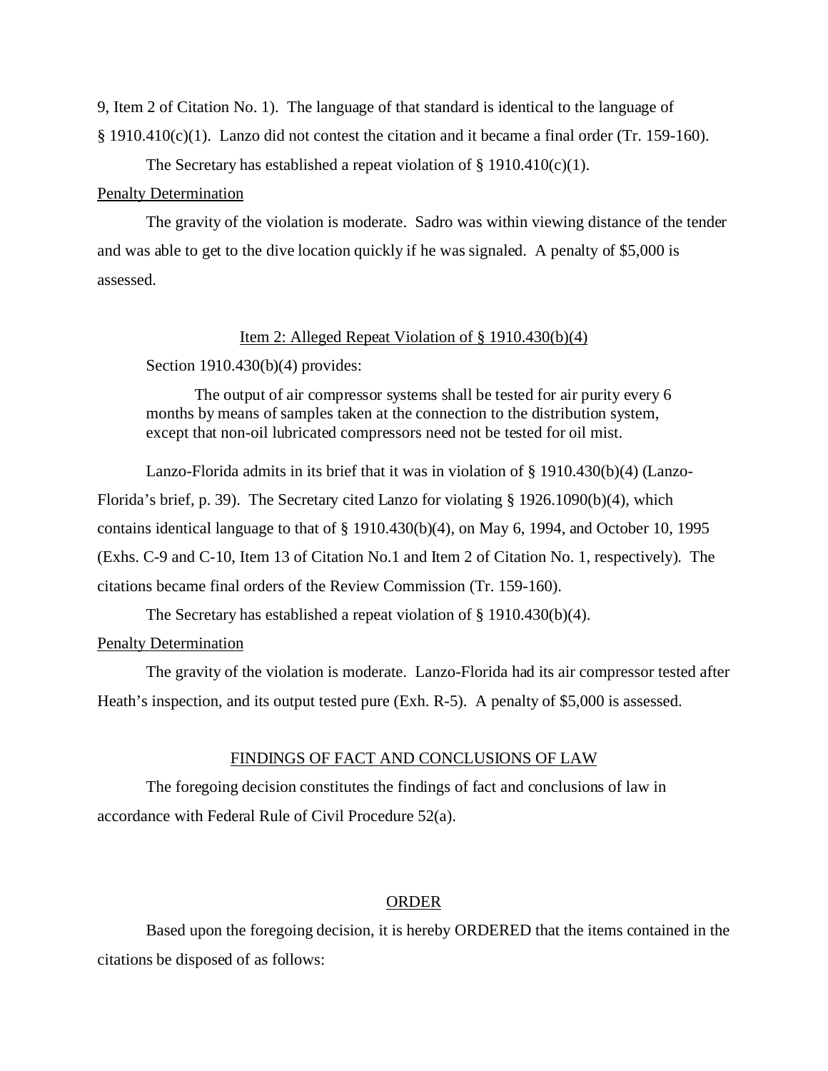9, Item 2 of Citation No. 1). The language of that standard is identical to the language of § 1910.410(c)(1). Lanzo did not contest the citation and it became a final order (Tr. 159-160).

The Secretary has established a repeat violation of § 1910.410(c)(1).

Penalty Determination

The gravity of the violation is moderate. Sadro was within viewing distance of the tender and was able to get to the dive location quickly if he was signaled. A penalty of $5,000 is assessed.

Item 2: Alleged Repeat Violation of § 1910.430(b)(4)

Section 1910.430(b)(4) provides:

> The output of air compressor systems shall be tested for air purity every 6 months by means of samples taken at the connection to the distribution system, except that non-oil lubricated compressors need not be tested for oil mist.

Lanzo-Florida admits in its brief that it was in violation of § 1910.430(b)(4) (Lanzo-Florida's brief, p. 39). The Secretary cited Lanzo for violating § 1926.1090(b)(4), which contains identical language to that of § 1910.430(b)(4), on May 6, 1994, and October 10, 1995 (Exhs. C-9 and C-10, Item 13 of Citation No.1 and Item 2 of Citation No. 1, respectively). The citations became final orders of the Review Commission (Tr. 159-160).

The Secretary has established a repeat violation of § 1910.430(b)(4).

Penalty Determination

The gravity of the violation is moderate. Lanzo-Florida had its air compressor tested after Heath's inspection, and its output tested pure (Exh. R-5). A penalty of $5,000 is assessed.

FINDINGS OF FACT AND CONCLUSIONS OF LAW

The foregoing decision constitutes the findings of fact and conclusions of law in accordance with Federal Rule of Civil Procedure 52(a).

ORDER

Based upon the foregoing decision, it is hereby ORDERED that the items contained in the citations be disposed of as follows: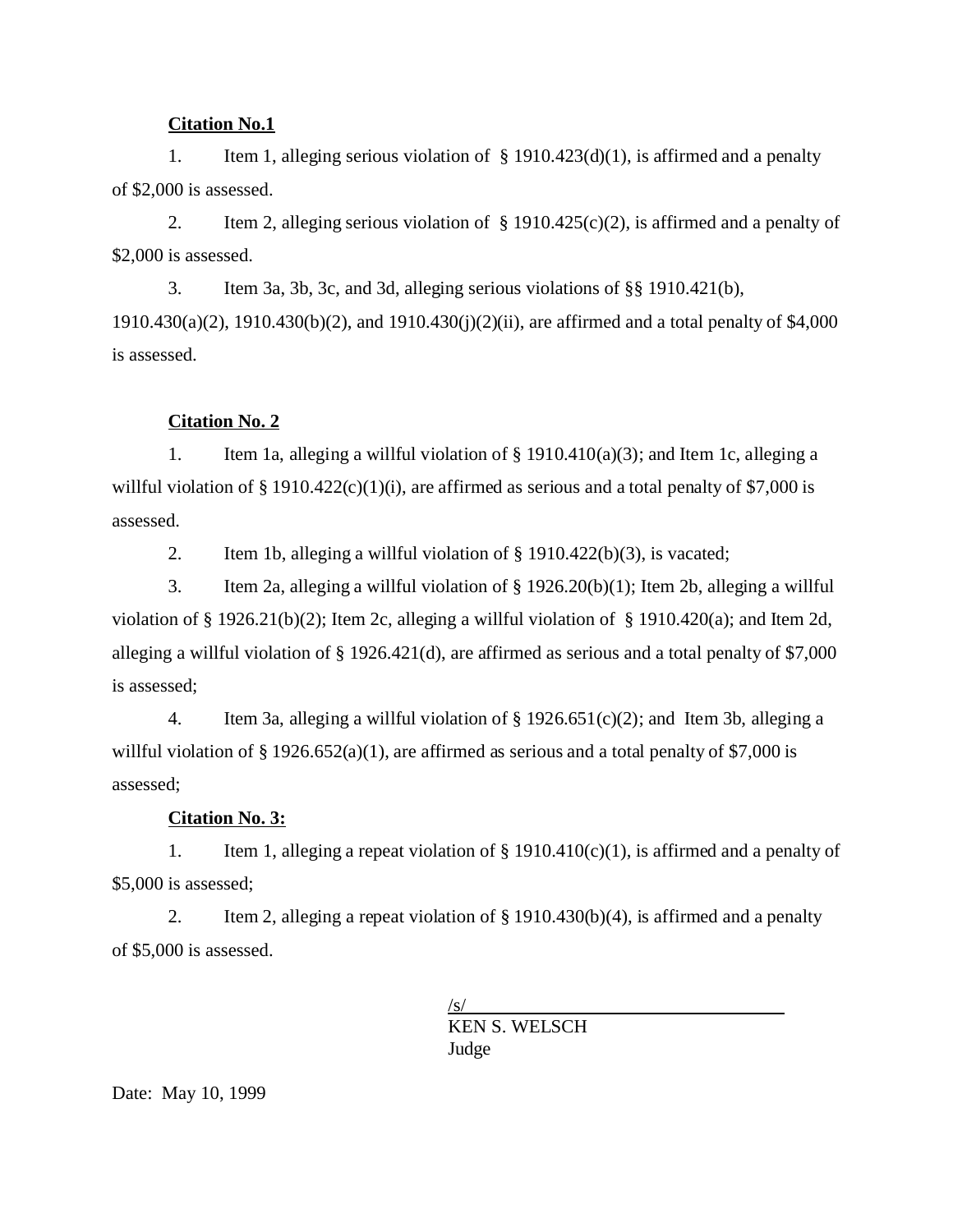**Citation No.1**

1. Item 1, alleging serious violation of § 1910.423(d)(1), is affirmed and a penalty of $2,000 is assessed.

2. Item 2, alleging serious violation of § 1910.425(c)(2), is affirmed and a penalty of $2,000 is assessed.

3. Item 3a, 3b, 3c, and 3d, alleging serious violations of §§ 1910.421(b), 1910.430(a)(2), 1910.430(b)(2), and 1910.430(j)(2)(ii), are affirmed and a total penalty of $4,000 is assessed.

**Citation No. 2**

1. Item 1a, alleging a willful violation of § 1910.410(a)(3); and Item 1c, alleging a willful violation of § 1910.422(c)(1)(i), are affirmed as serious and a total penalty of $7,000 is assessed.

2. Item 1b, alleging a willful violation of § 1910.422(b)(3), is vacated;

3. Item 2a, alleging a willful violation of § 1926.20(b)(1); Item 2b, alleging a willful violation of § 1926.21(b)(2); Item 2c, alleging a willful violation of § 1910.420(a); and Item 2d, alleging a willful violation of § 1926.421(d), are affirmed as serious and a total penalty of $7,000 is assessed;

4. Item 3a, alleging a willful violation of § 1926.651(c)(2); and Item 3b, alleging a willful violation of § 1926.652(a)(1), are affirmed as serious and a total penalty of $7,000 is assessed;

**Citation No. 3:**

1. Item 1, alleging a repeat violation of § 1910.410(c)(1), is affirmed and a penalty of $5,000 is assessed;

2. Item 2, alleging a repeat violation of § 1910.430(b)(4), is affirmed and a penalty of $5,000 is assessed.

/s/
KEN S. WELSCH
Judge

Date: May 10, 1999